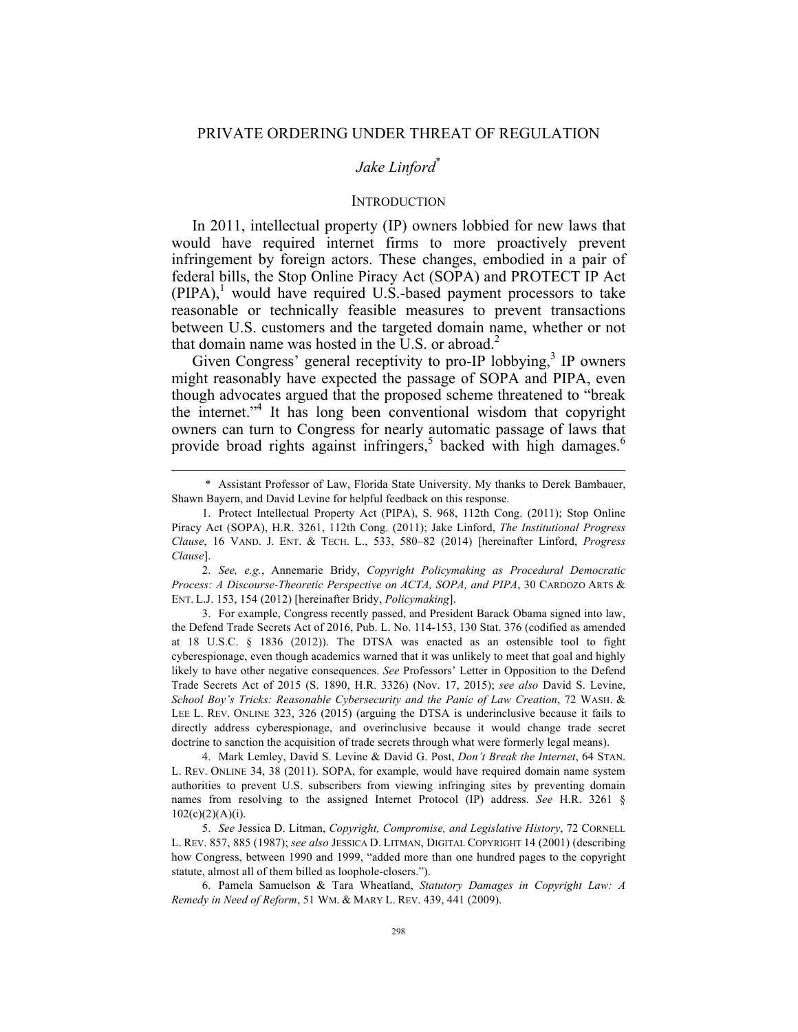# PRIVATE ORDERING UNDER THREAT OF REGULATION

*Jake Linford*[*]

## INTRODUCTION

In 2011, intellectual property (IP) owners lobbied for new laws that would have required internet firms to more proactively prevent infringement by foreign actors. These changes, embodied in a pair of federal bills, the Stop Online Piracy Act (SOPA) and PROTECT IP Act (PIPA),[1] would have required U.S.-based payment processors to take reasonable or technically feasible measures to prevent transactions between U.S. customers and the targeted domain name, whether or not that domain name was hosted in the U.S. or abroad.[2]

Given Congress' general receptivity to pro-IP lobbying,[3] IP owners might reasonably have expected the passage of SOPA and PIPA, even though advocates argued that the proposed scheme threatened to "break the internet."[4] It has long been conventional wisdom that copyright owners can turn to Congress for nearly automatic passage of laws that provide broad rights against infringers,[5] backed with high damages.[6]

---

\* Assistant Professor of Law, Florida State University. My thanks to Derek Bambauer, Shawn Bayern, and David Levine for helpful feedback on this response.

1. Protect Intellectual Property Act (PIPA), S. 968, 112th Cong. (2011); Stop Online Piracy Act (SOPA), H.R. 3261, 112th Cong. (2011); Jake Linford, *The Institutional Progress Clause*, 16 VAND. J. ENT. & TECH. L., 533, 580–82 (2014) [hereinafter Linford, *Progress Clause*].

2. *See, e.g.*, Annemarie Bridy, *Copyright Policymaking as Procedural Democratic Process: A Discourse-Theoretic Perspective on ACTA, SOPA, and PIPA*, 30 CARDOZO ARTS & ENT. L.J. 153, 154 (2012) [hereinafter Bridy, *Policymaking*].

3. For example, Congress recently passed, and President Barack Obama signed into law, the Defend Trade Secrets Act of 2016, Pub. L. No. 114-153, 130 Stat. 376 (codified as amended at 18 U.S.C. § 1836 (2012)). The DTSA was enacted as an ostensible tool to fight cyberespionage, even though academics warned that it was unlikely to meet that goal and highly likely to have other negative consequences. *See* Professors' Letter in Opposition to the Defend Trade Secrets Act of 2015 (S. 1890, H.R. 3326) (Nov. 17, 2015); *see also* David S. Levine, *School Boy's Tricks: Reasonable Cybersecurity and the Panic of Law Creation*, 72 WASH. & LEE L. REV. ONLINE 323, 326 (2015) (arguing the DTSA is underinclusive because it fails to directly address cyberespionage, and overinclusive because it would change trade secret doctrine to sanction the acquisition of trade secrets through what were formerly legal means).

4. Mark Lemley, David S. Levine & David G. Post, *Don't Break the Internet*, 64 STAN. L. REV. ONLINE 34, 38 (2011). SOPA, for example, would have required domain name system authorities to prevent U.S. subscribers from viewing infringing sites by preventing domain names from resolving to the assigned Internet Protocol (IP) address. *See* H.R. 3261 § 102(c)(2)(A)(i).

5. *See* Jessica D. Litman, *Copyright, Compromise, and Legislative History*, 72 CORNELL L. REV. 857, 885 (1987); *see also* JESSICA D. LITMAN, DIGITAL COPYRIGHT 14 (2001) (describing how Congress, between 1990 and 1999, "added more than one hundred pages to the copyright statute, almost all of them billed as loophole-closers.").

6. Pamela Samuelson & Tara Wheatland, *Statutory Damages in Copyright Law: A Remedy in Need of Reform*, 51 WM. & MARY L. REV. 439, 441 (2009).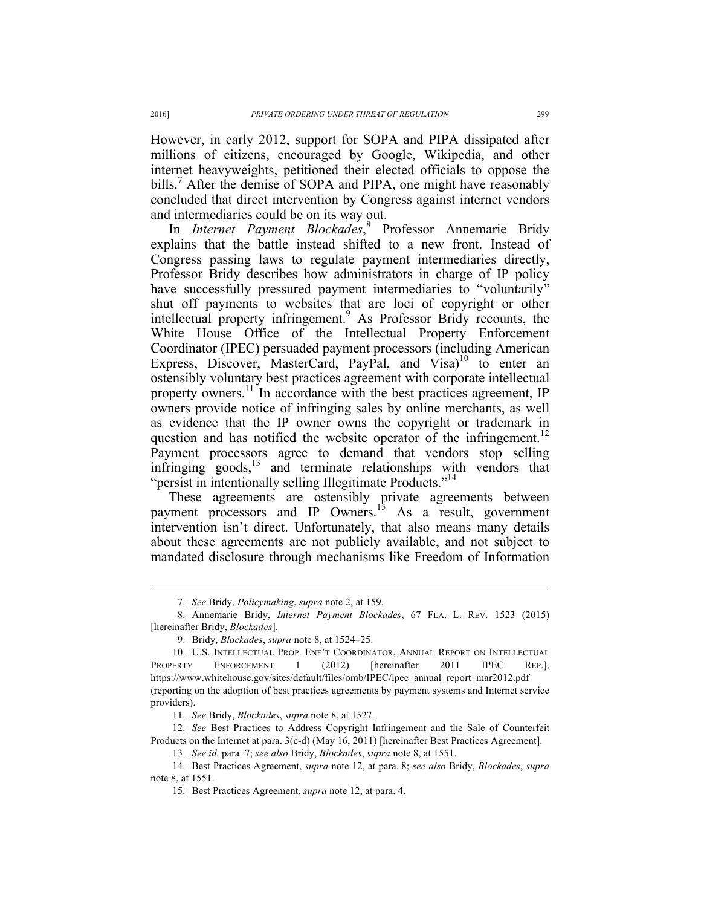However, in early 2012, support for SOPA and PIPA dissipated after millions of citizens, encouraged by Google, Wikipedia, and other internet heavyweights, petitioned their elected officials to oppose the bills.[7] After the demise of SOPA and PIPA, one might have reasonably concluded that direct intervention by Congress against internet vendors and intermediaries could be on its way out.

In *Internet Payment Blockades*,[8] Professor Annemarie Bridy explains that the battle instead shifted to a new front. Instead of Congress passing laws to regulate payment intermediaries directly, Professor Bridy describes how administrators in charge of IP policy have successfully pressured payment intermediaries to "voluntarily" shut off payments to websites that are loci of copyright or other intellectual property infringement.[9] As Professor Bridy recounts, the White House Office of the Intellectual Property Enforcement Coordinator (IPEC) persuaded payment processors (including American Express, Discover, MasterCard, PayPal, and Visa)[10] to enter an ostensibly voluntary best practices agreement with corporate intellectual property owners.[11] In accordance with the best practices agreement, IP owners provide notice of infringing sales by online merchants, as well as evidence that the IP owner owns the copyright or trademark in question and has notified the website operator of the infringement.[12] Payment processors agree to demand that vendors stop selling infringing goods,[13] and terminate relationships with vendors that "persist in intentionally selling Illegitimate Products."[14]

These agreements are ostensibly private agreements between payment processors and IP Owners.[15] As a result, government intervention isn't direct. Unfortunately, that also means many details about these agreements are not publicly available, and not subject to mandated disclosure through mechanisms like Freedom of Information

---

7. *See* Bridy, *Policymaking*, *supra* note 2, at 159.

8. Annemarie Bridy, *Internet Payment Blockades*, 67 FLA. L. REV. 1523 (2015) [hereinafter Bridy, *Blockades*].

9. Bridy, *Blockades*, *supra* note 8, at 1524–25.

10. U.S. INTELLECTUAL PROP. ENF'T COORDINATOR, ANNUAL REPORT ON INTELLECTUAL PROPERTY ENFORCEMENT 1 (2012) [hereinafter 2011 IPEC REP.], https://www.whitehouse.gov/sites/default/files/omb/IPEC/ipec_annual_report_mar2012.pdf (reporting on the adoption of best practices agreements by payment systems and Internet service providers).

11. *See* Bridy, *Blockades*, *supra* note 8, at 1527.

12. *See* Best Practices to Address Copyright Infringement and the Sale of Counterfeit Products on the Internet at para. 3(c-d) (May 16, 2011) [hereinafter Best Practices Agreement].

13. *See id.* para. 7; *see also* Bridy, *Blockades*, *supra* note 8, at 1551.

14. Best Practices Agreement, *supra* note 12, at para. 8; *see also* Bridy, *Blockades*, *supra* note 8, at 1551.

15. Best Practices Agreement, *supra* note 12, at para. 4.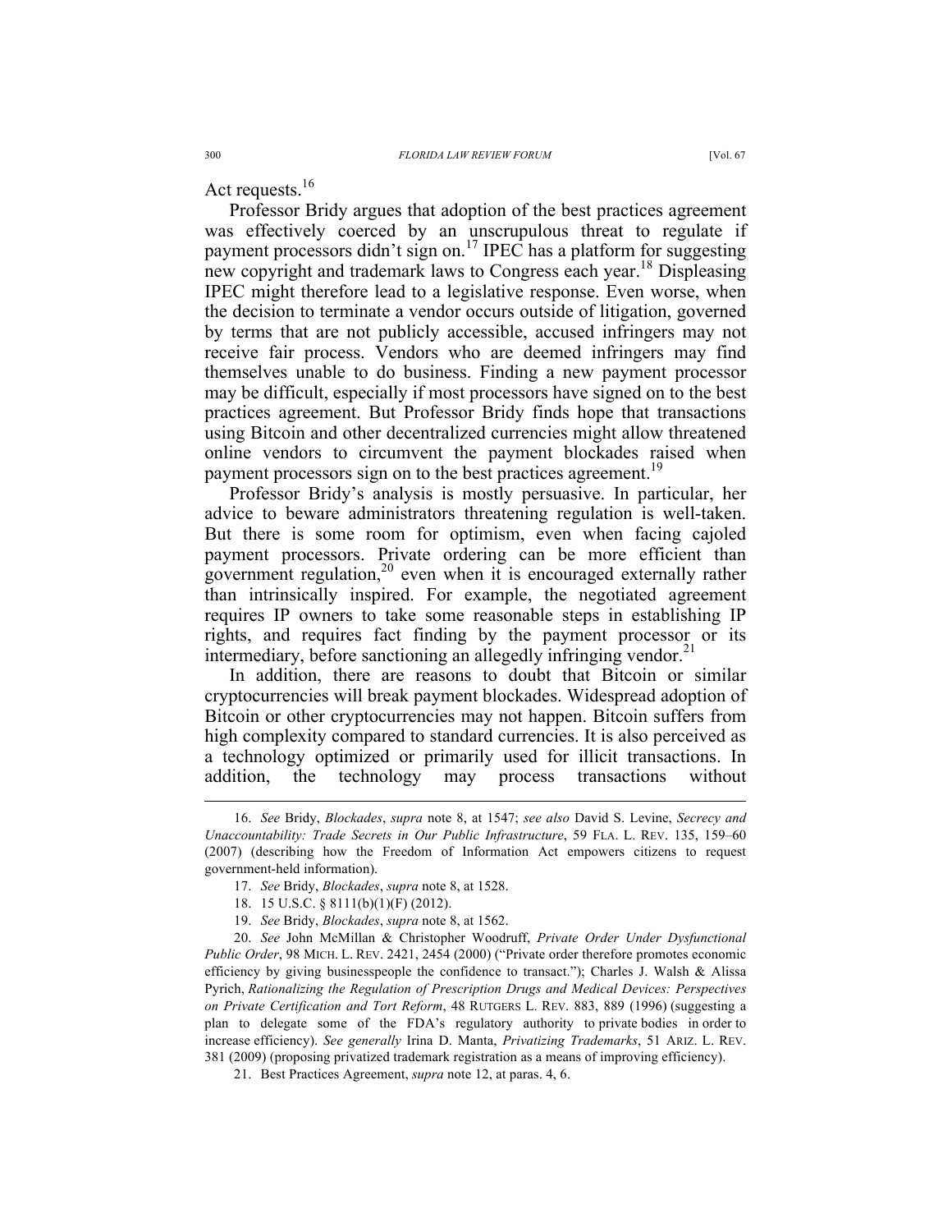Act requests.[16]

Professor Bridy argues that adoption of the best practices agreement was effectively coerced by an unscrupulous threat to regulate if payment processors didn't sign on.[17] IPEC has a platform for suggesting new copyright and trademark laws to Congress each year.[18] Displeasing IPEC might therefore lead to a legislative response. Even worse, when the decision to terminate a vendor occurs outside of litigation, governed by terms that are not publicly accessible, accused infringers may not receive fair process. Vendors who are deemed infringers may find themselves unable to do business. Finding a new payment processor may be difficult, especially if most processors have signed on to the best practices agreement. But Professor Bridy finds hope that transactions using Bitcoin and other decentralized currencies might allow threatened online vendors to circumvent the payment blockades raised when payment processors sign on to the best practices agreement.[19]

Professor Bridy's analysis is mostly persuasive. In particular, her advice to beware administrators threatening regulation is well-taken. But there is some room for optimism, even when facing cajoled payment processors. Private ordering can be more efficient than government regulation,[20] even when it is encouraged externally rather than intrinsically inspired. For example, the negotiated agreement requires IP owners to take some reasonable steps in establishing IP rights, and requires fact finding by the payment processor or its intermediary, before sanctioning an allegedly infringing vendor.[21]

In addition, there are reasons to doubt that Bitcoin or similar cryptocurrencies will break payment blockades. Widespread adoption of Bitcoin or other cryptocurrencies may not happen. Bitcoin suffers from high complexity compared to standard currencies. It is also perceived as a technology optimized or primarily used for illicit transactions. In addition, the technology may process transactions without

---

16. *See* Bridy, *Blockades*, *supra* note 8, at 1547; *see also* David S. Levine, *Secrecy and Unaccountability: Trade Secrets in Our Public Infrastructure*, 59 FLA. L. REV. 135, 159–60 (2007) (describing how the Freedom of Information Act empowers citizens to request government-held information).

17. *See* Bridy, *Blockades*, *supra* note 8, at 1528.

18. 15 U.S.C. § 8111(b)(1)(F) (2012).

19. *See* Bridy, *Blockades*, *supra* note 8, at 1562.

20. *See* John McMillan & Christopher Woodruff, *Private Order Under Dysfunctional Public Order*, 98 MICH. L. REV. 2421, 2454 (2000) ("Private order therefore promotes economic efficiency by giving businesspeople the confidence to transact."); Charles J. Walsh & Alissa Pyrich, *Rationalizing the Regulation of Prescription Drugs and Medical Devices: Perspectives on Private Certification and Tort Reform*, 48 RUTGERS L. REV. 883, 889 (1996) (suggesting a plan to delegate some of the FDA's regulatory authority to private bodies in order to increase efficiency). *See generally* Irina D. Manta, *Privatizing Trademarks*, 51 ARIZ. L. REV. 381 (2009) (proposing privatized trademark registration as a means of improving efficiency).

21. Best Practices Agreement, *supra* note 12, at paras. 4, 6.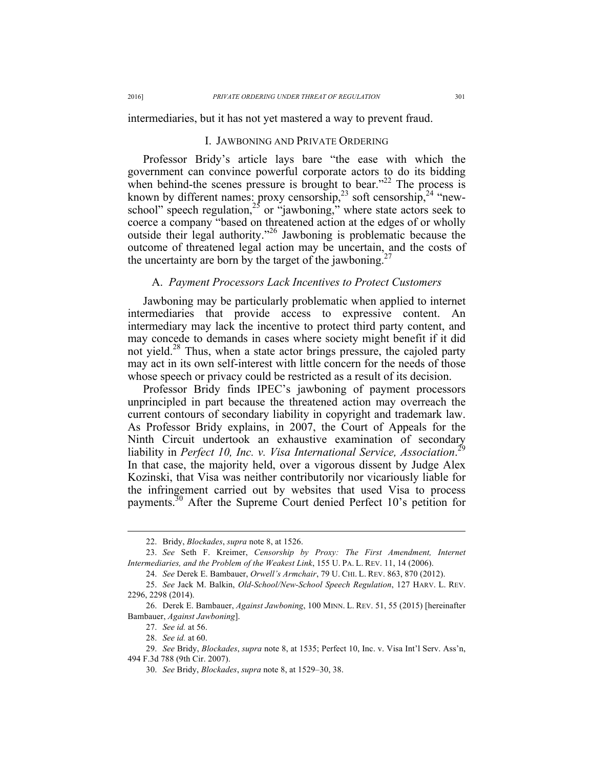intermediaries, but it has not yet mastered a way to prevent fraud.

## I. JAWBONING AND PRIVATE ORDERING

Professor Bridy's article lays bare "the ease with which the government can convince powerful corporate actors to do its bidding when behind-the scenes pressure is brought to bear."[22] The process is known by different names: proxy censorship,[23] soft censorship,[24] "new-school" speech regulation,[25] or "jawboning," where state actors seek to coerce a company "based on threatened action at the edges of or wholly outside their legal authority."[26] Jawboning is problematic because the outcome of threatened legal action may be uncertain, and the costs of the uncertainty are born by the target of the jawboning.[27]

### A. *Payment Processors Lack Incentives to Protect Customers*

Jawboning may be particularly problematic when applied to internet intermediaries that provide access to expressive content. An intermediary may lack the incentive to protect third party content, and may concede to demands in cases where society might benefit if it did not yield.[28] Thus, when a state actor brings pressure, the cajoled party may act in its own self-interest with little concern for the needs of those whose speech or privacy could be restricted as a result of its decision.

Professor Bridy finds IPEC's jawboning of payment processors unprincipled in part because the threatened action may overreach the current contours of secondary liability in copyright and trademark law. As Professor Bridy explains, in 2007, the Court of Appeals for the Ninth Circuit undertook an exhaustive examination of secondary liability in *Perfect 10, Inc. v. Visa International Service, Association*.[29] In that case, the majority held, over a vigorous dissent by Judge Alex Kozinski, that Visa was neither contributorily nor vicariously liable for the infringement carried out by websites that used Visa to process payments.[30] After the Supreme Court denied Perfect 10's petition for

---

22. Bridy, *Blockades*, *supra* note 8, at 1526.

23. *See* Seth F. Kreimer, *Censorship by Proxy: The First Amendment, Internet Intermediaries, and the Problem of the Weakest Link*, 155 U. PA. L. REV. 11, 14 (2006).

24. *See* Derek E. Bambauer, *Orwell's Armchair*, 79 U. CHI. L. REV. 863, 870 (2012).

25. *See* Jack M. Balkin, *Old-School/New-School Speech Regulation*, 127 HARV. L. REV. 2296, 2298 (2014).

26. Derek E. Bambauer, *Against Jawboning*, 100 MINN. L. REV. 51, 55 (2015) [hereinafter Bambauer, *Against Jawboning*].

27. *See id.* at 56.

28. *See id.* at 60.

29. *See* Bridy, *Blockades*, *supra* note 8, at 1535; Perfect 10, Inc. v. Visa Int'l Serv. Ass'n, 494 F.3d 788 (9th Cir. 2007).

30. *See* Bridy, *Blockades*, *supra* note 8, at 1529–30, 38.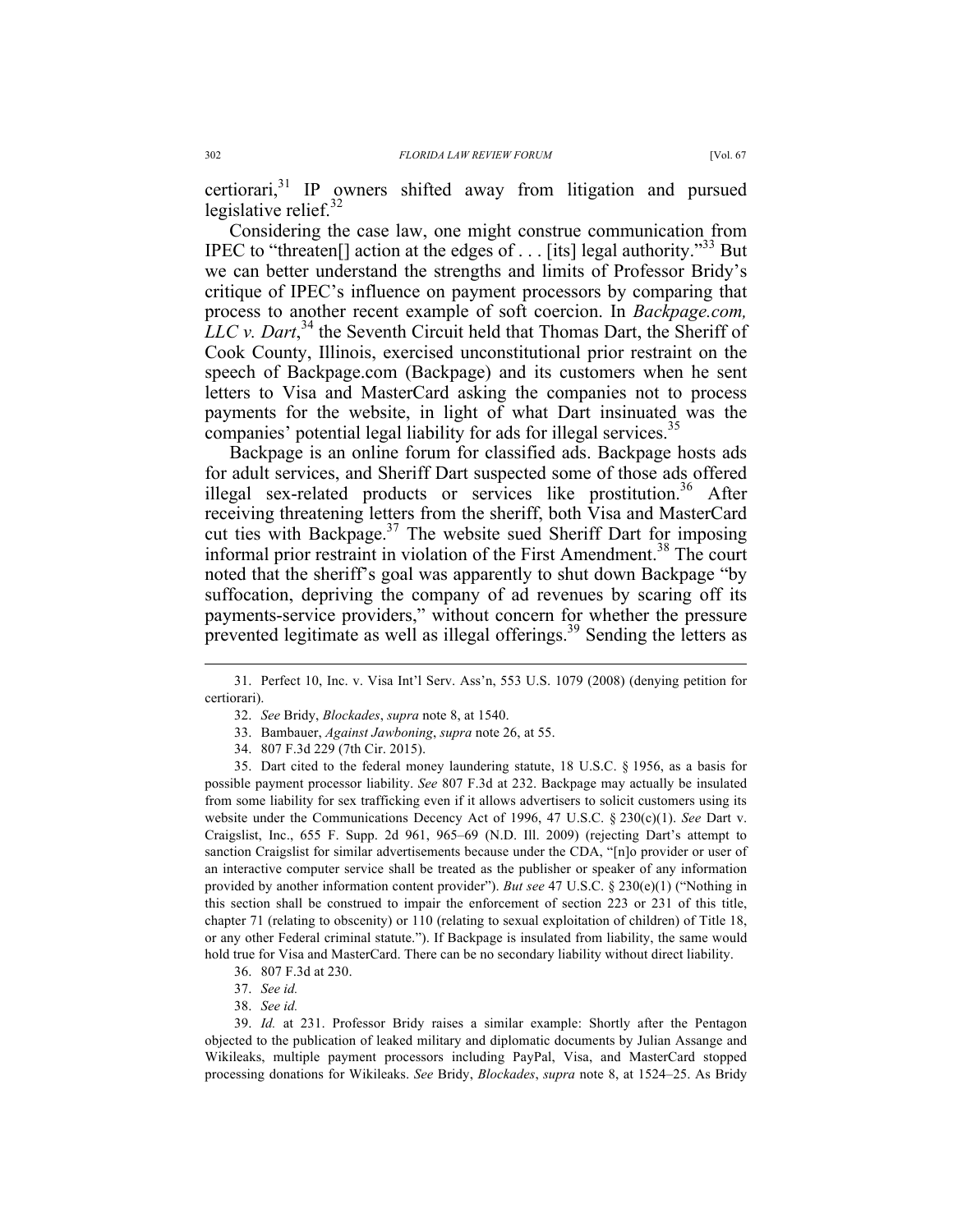certiorari,[31] IP owners shifted away from litigation and pursued legislative relief.[32]

Considering the case law, one might construe communication from IPEC to "threaten[] action at the edges of . . . [its] legal authority."[33] But we can better understand the strengths and limits of Professor Bridy's critique of IPEC's influence on payment processors by comparing that process to another recent example of soft coercion. In *Backpage.com, LLC v. Dart*,[34] the Seventh Circuit held that Thomas Dart, the Sheriff of Cook County, Illinois, exercised unconstitutional prior restraint on the speech of Backpage.com (Backpage) and its customers when he sent letters to Visa and MasterCard asking the companies not to process payments for the website, in light of what Dart insinuated was the companies' potential legal liability for ads for illegal services.[35]

Backpage is an online forum for classified ads. Backpage hosts ads for adult services, and Sheriff Dart suspected some of those ads offered illegal sex-related products or services like prostitution.[36] After receiving threatening letters from the sheriff, both Visa and MasterCard cut ties with Backpage.[37] The website sued Sheriff Dart for imposing informal prior restraint in violation of the First Amendment.[38] The court noted that the sheriff's goal was apparently to shut down Backpage "by suffocation, depriving the company of ad revenues by scaring off its payments-service providers," without concern for whether the pressure prevented legitimate as well as illegal offerings.[39] Sending the letters as

---

31. Perfect 10, Inc. v. Visa Int'l Serv. Ass'n, 553 U.S. 1079 (2008) (denying petition for certiorari).

32. *See* Bridy, *Blockades*, *supra* note 8, at 1540.

33. Bambauer, *Against Jawboning*, *supra* note 26, at 55.

34. 807 F.3d 229 (7th Cir. 2015).

35. Dart cited to the federal money laundering statute, 18 U.S.C. § 1956, as a basis for possible payment processor liability. *See* 807 F.3d at 232. Backpage may actually be insulated from some liability for sex trafficking even if it allows advertisers to solicit customers using its website under the Communications Decency Act of 1996, 47 U.S.C. § 230(c)(1). *See* Dart v. Craigslist, Inc., 655 F. Supp. 2d 961, 965–69 (N.D. Ill. 2009) (rejecting Dart's attempt to sanction Craigslist for similar advertisements because under the CDA, "[n]o provider or user of an interactive computer service shall be treated as the publisher or speaker of any information provided by another information content provider"). *But see* 47 U.S.C. § 230(e)(1) ("Nothing in this section shall be construed to impair the enforcement of section 223 or 231 of this title, chapter 71 (relating to obscenity) or 110 (relating to sexual exploitation of children) of Title 18, or any other Federal criminal statute."). If Backpage is insulated from liability, the same would hold true for Visa and MasterCard. There can be no secondary liability without direct liability.

36. 807 F.3d at 230.

37. *See id.*

38. *See id.*

39. *Id.* at 231. Professor Bridy raises a similar example: Shortly after the Pentagon objected to the publication of leaked military and diplomatic documents by Julian Assange and Wikileaks, multiple payment processors including PayPal, Visa, and MasterCard stopped processing donations for Wikileaks. *See* Bridy, *Blockades*, *supra* note 8, at 1524–25. As Bridy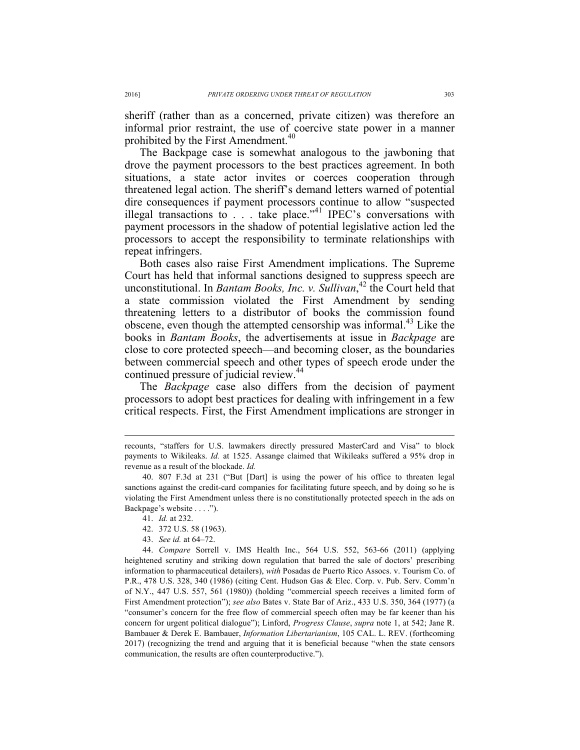sheriff (rather than as a concerned, private citizen) was therefore an informal prior restraint, the use of coercive state power in a manner prohibited by the First Amendment.[40]

The Backpage case is somewhat analogous to the jawboning that drove the payment processors to the best practices agreement. In both situations, a state actor invites or coerces cooperation through threatened legal action. The sheriff's demand letters warned of potential dire consequences if payment processors continue to allow "suspected illegal transactions to . . . take place."[41] IPEC's conversations with payment processors in the shadow of potential legislative action led the processors to accept the responsibility to terminate relationships with repeat infringers.

Both cases also raise First Amendment implications. The Supreme Court has held that informal sanctions designed to suppress speech are unconstitutional. In *Bantam Books, Inc. v. Sullivan*,[42] the Court held that a state commission violated the First Amendment by sending threatening letters to a distributor of books the commission found obscene, even though the attempted censorship was informal.[43] Like the books in *Bantam Books*, the advertisements at issue in *Backpage* are close to core protected speech—and becoming closer, as the boundaries between commercial speech and other types of speech erode under the continued pressure of judicial review.[44]

The *Backpage* case also differs from the decision of payment processors to adopt best practices for dealing with infringement in a few critical respects. First, the First Amendment implications are stronger in

---

recounts, "staffers for U.S. lawmakers directly pressured MasterCard and Visa" to block payments to Wikileaks. *Id.* at 1525. Assange claimed that Wikileaks suffered a 95% drop in revenue as a result of the blockade. *Id.*

40. 807 F.3d at 231 ("But [Dart] is using the power of his office to threaten legal sanctions against the credit-card companies for facilitating future speech, and by doing so he is violating the First Amendment unless there is no constitutionally protected speech in the ads on Backpage's website . . . .").

41. *Id.* at 232.

42. 372 U.S. 58 (1963).

43. *See id.* at 64–72.

44. *Compare* Sorrell v. IMS Health Inc., 564 U.S. 552, 563-66 (2011) (applying heightened scrutiny and striking down regulation that barred the sale of doctors' prescribing information to pharmaceutical detailers), *with* Posadas de Puerto Rico Assocs. v. Tourism Co. of P.R., 478 U.S. 328, 340 (1986) (citing Cent. Hudson Gas & Elec. Corp. v. Pub. Serv. Comm'n of N.Y., 447 U.S. 557, 561 (1980)) (holding "commercial speech receives a limited form of First Amendment protection"); *see also* Bates v. State Bar of Ariz., 433 U.S. 350, 364 (1977) (a "consumer's concern for the free flow of commercial speech often may be far keener than his concern for urgent political dialogue"); Linford, *Progress Clause*, *supra* note 1, at 542; Jane R. Bambauer & Derek E. Bambauer, *Information Libertarianism*, 105 CAL. L. REV. (forthcoming 2017) (recognizing the trend and arguing that it is beneficial because "when the state censors communication, the results are often counterproductive.").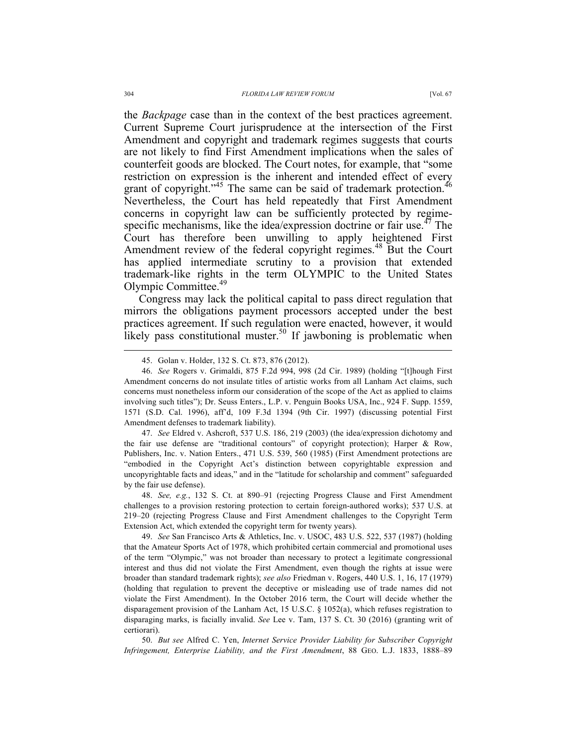the *Backpage* case than in the context of the best practices agreement. Current Supreme Court jurisprudence at the intersection of the First Amendment and copyright and trademark regimes suggests that courts are not likely to find First Amendment implications when the sales of counterfeit goods are blocked. The Court notes, for example, that "some restriction on expression is the inherent and intended effect of every grant of copyright."[45] The same can be said of trademark protection.[46] Nevertheless, the Court has held repeatedly that First Amendment concerns in copyright law can be sufficiently protected by regime-specific mechanisms, like the idea/expression doctrine or fair use.[47] The Court has therefore been unwilling to apply heightened First Amendment review of the federal copyright regimes.[48] But the Court has applied intermediate scrutiny to a provision that extended trademark-like rights in the term OLYMPIC to the United States Olympic Committee.[49]

Congress may lack the political capital to pass direct regulation that mirrors the obligations payment processors accepted under the best practices agreement. If such regulation were enacted, however, it would likely pass constitutional muster.[50] If jawboning is problematic when

---

45. Golan v. Holder, 132 S. Ct. 873, 876 (2012).

46. *See* Rogers v. Grimaldi, 875 F.2d 994, 998 (2d Cir. 1989) (holding "[t]hough First Amendment concerns do not insulate titles of artistic works from all Lanham Act claims, such concerns must nonetheless inform our consideration of the scope of the Act as applied to claims involving such titles"); Dr. Seuss Enters., L.P. v. Penguin Books USA, Inc., 924 F. Supp. 1559, 1571 (S.D. Cal. 1996), aff'd, 109 F.3d 1394 (9th Cir. 1997) (discussing potential First Amendment defenses to trademark liability).

47. *See* Eldred v. Ashcroft, 537 U.S. 186, 219 (2003) (the idea/expression dichotomy and the fair use defense are "traditional contours" of copyright protection); Harper & Row, Publishers, Inc. v. Nation Enters., 471 U.S. 539, 560 (1985) (First Amendment protections are "embodied in the Copyright Act's distinction between copyrightable expression and uncopyrightable facts and ideas," and in the "latitude for scholarship and comment" safeguarded by the fair use defense).

48. *See, e.g.*, 132 S. Ct. at 890–91 (rejecting Progress Clause and First Amendment challenges to a provision restoring protection to certain foreign-authored works); 537 U.S. at 219–20 (rejecting Progress Clause and First Amendment challenges to the Copyright Term Extension Act, which extended the copyright term for twenty years).

49. *See* San Francisco Arts & Athletics, Inc. v. USOC, 483 U.S. 522, 537 (1987) (holding that the Amateur Sports Act of 1978, which prohibited certain commercial and promotional uses of the term "Olympic," was not broader than necessary to protect a legitimate congressional interest and thus did not violate the First Amendment, even though the rights at issue were broader than standard trademark rights); *see also* Friedman v. Rogers, 440 U.S. 1, 16, 17 (1979) (holding that regulation to prevent the deceptive or misleading use of trade names did not violate the First Amendment). In the October 2016 term, the Court will decide whether the disparagement provision of the Lanham Act, 15 U.S.C. § 1052(a), which refuses registration to disparaging marks, is facially invalid. *See* Lee v. Tam, 137 S. Ct. 30 (2016) (granting writ of certiorari).

50. *But see* Alfred C. Yen, *Internet Service Provider Liability for Subscriber Copyright Infringement, Enterprise Liability, and the First Amendment*, 88 GEO. L.J. 1833, 1888–89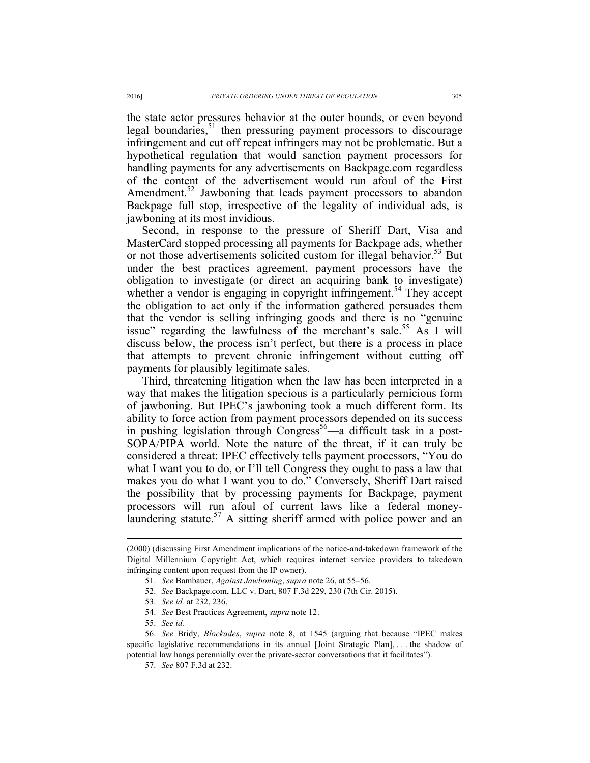the state actor pressures behavior at the outer bounds, or even beyond legal boundaries,[51] then pressuring payment processors to discourage infringement and cut off repeat infringers may not be problematic. But a hypothetical regulation that would sanction payment processors for handling payments for any advertisements on Backpage.com regardless of the content of the advertisement would run afoul of the First Amendment.[52] Jawboning that leads payment processors to abandon Backpage full stop, irrespective of the legality of individual ads, is jawboning at its most invidious.

Second, in response to the pressure of Sheriff Dart, Visa and MasterCard stopped processing all payments for Backpage ads, whether or not those advertisements solicited custom for illegal behavior.[53] But under the best practices agreement, payment processors have the obligation to investigate (or direct an acquiring bank to investigate) whether a vendor is engaging in copyright infringement.[54] They accept the obligation to act only if the information gathered persuades them that the vendor is selling infringing goods and there is no "genuine issue" regarding the lawfulness of the merchant's sale.[55] As I will discuss below, the process isn't perfect, but there is a process in place that attempts to prevent chronic infringement without cutting off payments for plausibly legitimate sales.

Third, threatening litigation when the law has been interpreted in a way that makes the litigation specious is a particularly pernicious form of jawboning. But IPEC's jawboning took a much different form. Its ability to force action from payment processors depended on its success in pushing legislation through Congress[56]—a difficult task in a post-SOPA/PIPA world. Note the nature of the threat, if it can truly be considered a threat: IPEC effectively tells payment processors, "You do what I want you to do, or I'll tell Congress they ought to pass a law that makes you do what I want you to do." Conversely, Sheriff Dart raised the possibility that by processing payments for Backpage, payment processors will run afoul of current laws like a federal money-laundering statute.[57] A sitting sheriff armed with police power and an

---

(2000) (discussing First Amendment implications of the notice-and-takedown framework of the Digital Millennium Copyright Act, which requires internet service providers to takedown infringing content upon request from the IP owner).

51. *See* Bambauer, *Against Jawboning*, *supra* note 26, at 55–56.

52. *See* Backpage.com, LLC v. Dart, 807 F.3d 229, 230 (7th Cir. 2015).

53. *See id.* at 232, 236.

54. *See* Best Practices Agreement, *supra* note 12.

55. *See id.*

56. *See* Bridy, *Blockades*, *supra* note 8, at 1545 (arguing that because "IPEC makes specific legislative recommendations in its annual [Joint Strategic Plan], . . . the shadow of potential law hangs perennially over the private-sector conversations that it facilitates").

57. *See* 807 F.3d at 232.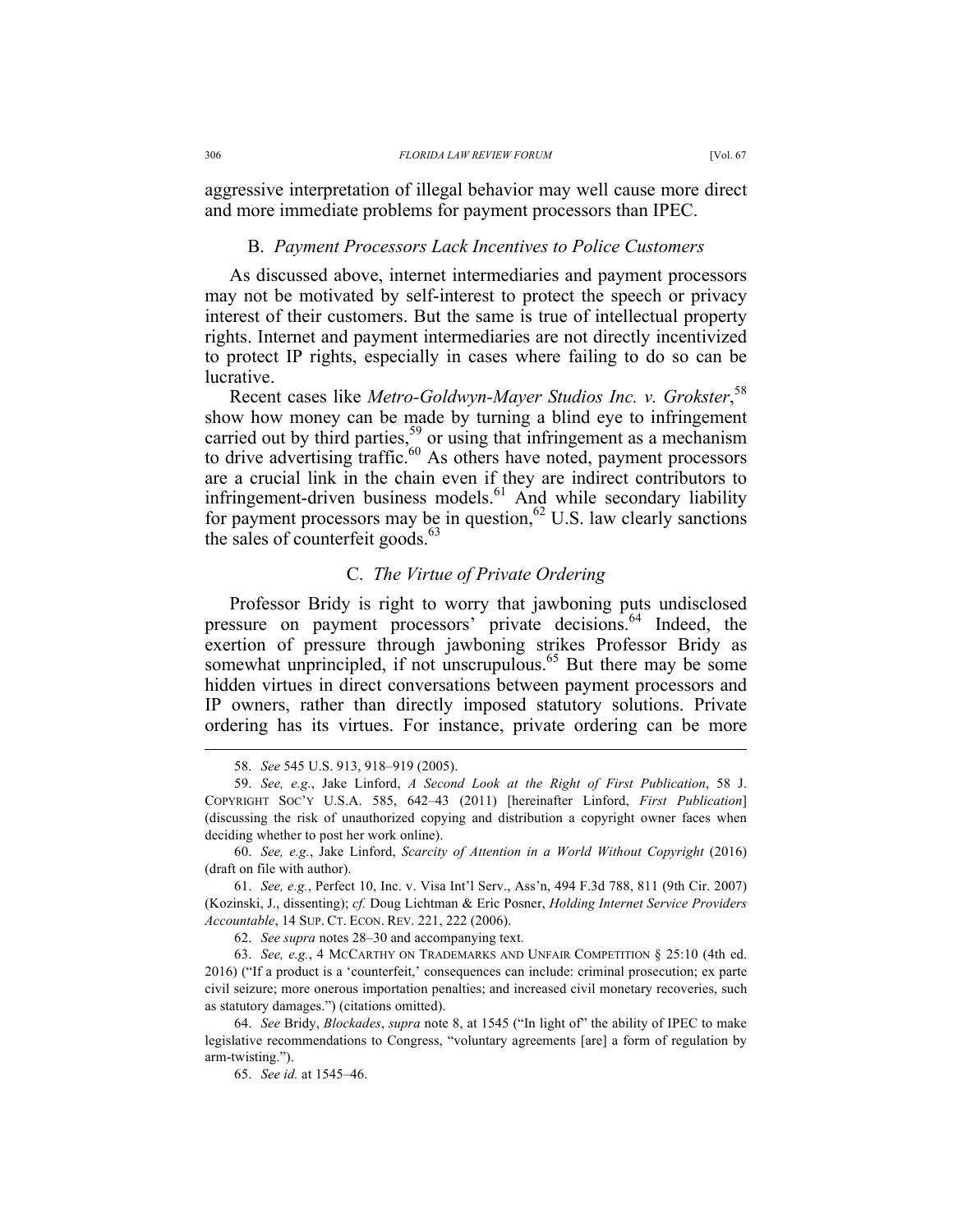aggressive interpretation of illegal behavior may well cause more direct and more immediate problems for payment processors than IPEC.

### B. *Payment Processors Lack Incentives to Police Customers*

As discussed above, internet intermediaries and payment processors may not be motivated by self-interest to protect the speech or privacy interest of their customers. But the same is true of intellectual property rights. Internet and payment intermediaries are not directly incentivized to protect IP rights, especially in cases where failing to do so can be lucrative.

Recent cases like *Metro-Goldwyn-Mayer Studios Inc. v. Grokster*,[58] show how money can be made by turning a blind eye to infringement carried out by third parties,[59] or using that infringement as a mechanism to drive advertising traffic.[60] As others have noted, payment processors are a crucial link in the chain even if they are indirect contributors to infringement-driven business models.[61] And while secondary liability for payment processors may be in question,[62] U.S. law clearly sanctions the sales of counterfeit goods.[63]

### C. *The Virtue of Private Ordering*

Professor Bridy is right to worry that jawboning puts undisclosed pressure on payment processors' private decisions.[64] Indeed, the exertion of pressure through jawboning strikes Professor Bridy as somewhat unprincipled, if not unscrupulous.[65] But there may be some hidden virtues in direct conversations between payment processors and IP owners, rather than directly imposed statutory solutions. Private ordering has its virtues. For instance, private ordering can be more

---

58. *See* 545 U.S. 913, 918–919 (2005).

59. *See, e.g.*, Jake Linford, *A Second Look at the Right of First Publication*, 58 J. COPYRIGHT SOC'Y U.S.A. 585, 642–43 (2011) [hereinafter Linford, *First Publication*] (discussing the risk of unauthorized copying and distribution a copyright owner faces when deciding whether to post her work online).

60. *See, e.g.*, Jake Linford, *Scarcity of Attention in a World Without Copyright* (2016) (draft on file with author).

61. *See, e.g.*, Perfect 10, Inc. v. Visa Int'l Serv., Ass'n, 494 F.3d 788, 811 (9th Cir. 2007) (Kozinski, J., dissenting); *cf.* Doug Lichtman & Eric Posner, *Holding Internet Service Providers Accountable*, 14 SUP. CT. ECON. REV. 221, 222 (2006).

62. *See supra* notes 28–30 and accompanying text.

63. *See, e.g.*, 4 MCCARTHY ON TRADEMARKS AND UNFAIR COMPETITION § 25:10 (4th ed. 2016) ("If a product is a 'counterfeit,' consequences can include: criminal prosecution; ex parte civil seizure; more onerous importation penalties; and increased civil monetary recoveries, such as statutory damages.") (citations omitted).

64. *See* Bridy, *Blockades*, *supra* note 8, at 1545 ("In light of" the ability of IPEC to make legislative recommendations to Congress, "voluntary agreements [are] a form of regulation by arm-twisting.").

65. *See id.* at 1545–46.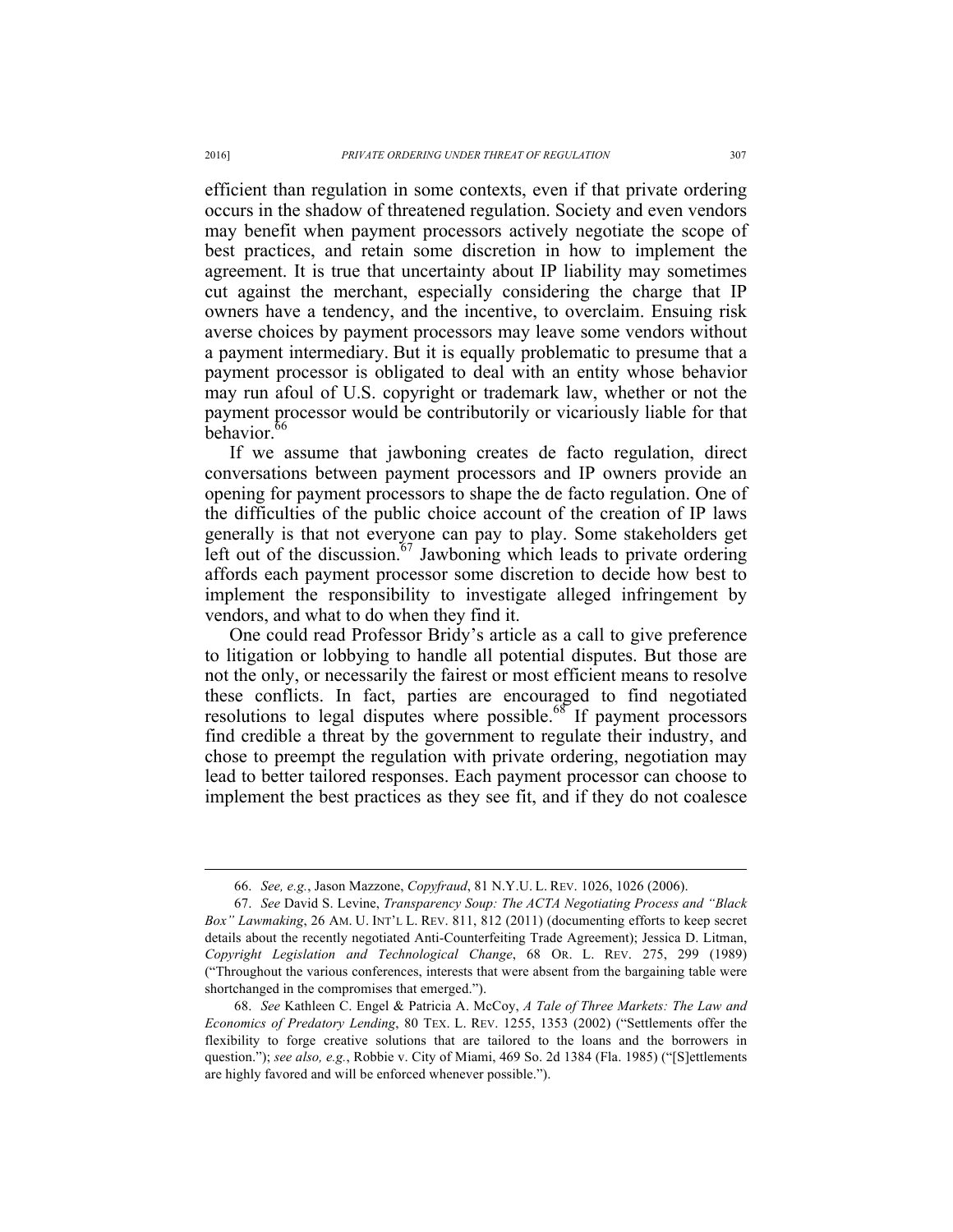efficient than regulation in some contexts, even if that private ordering occurs in the shadow of threatened regulation. Society and even vendors may benefit when payment processors actively negotiate the scope of best practices, and retain some discretion in how to implement the agreement. It is true that uncertainty about IP liability may sometimes cut against the merchant, especially considering the charge that IP owners have a tendency, and the incentive, to overclaim. Ensuing risk averse choices by payment processors may leave some vendors without a payment intermediary. But it is equally problematic to presume that a payment processor is obligated to deal with an entity whose behavior may run afoul of U.S. copyright or trademark law, whether or not the payment processor would be contributorily or vicariously liable for that behavior.[66]

If we assume that jawboning creates de facto regulation, direct conversations between payment processors and IP owners provide an opening for payment processors to shape the de facto regulation. One of the difficulties of the public choice account of the creation of IP laws generally is that not everyone can pay to play. Some stakeholders get left out of the discussion.[67] Jawboning which leads to private ordering affords each payment processor some discretion to decide how best to implement the responsibility to investigate alleged infringement by vendors, and what to do when they find it.

One could read Professor Bridy's article as a call to give preference to litigation or lobbying to handle all potential disputes. But those are not the only, or necessarily the fairest or most efficient means to resolve these conflicts. In fact, parties are encouraged to find negotiated resolutions to legal disputes where possible.[68] If payment processors find credible a threat by the government to regulate their industry, and chose to preempt the regulation with private ordering, negotiation may lead to better tailored responses. Each payment processor can choose to implement the best practices as they see fit, and if they do not coalesce

---

66. *See, e.g.*, Jason Mazzone, *Copyfraud*, 81 N.Y.U. L. REV. 1026, 1026 (2006).

67. *See* David S. Levine, *Transparency Soup: The ACTA Negotiating Process and "Black Box" Lawmaking*, 26 AM. U. INT'L L. REV. 811, 812 (2011) (documenting efforts to keep secret details about the recently negotiated Anti-Counterfeiting Trade Agreement); Jessica D. Litman, *Copyright Legislation and Technological Change*, 68 OR. L. REV. 275, 299 (1989) ("Throughout the various conferences, interests that were absent from the bargaining table were shortchanged in the compromises that emerged.").

68. *See* Kathleen C. Engel & Patricia A. McCoy, *A Tale of Three Markets: The Law and Economics of Predatory Lending*, 80 TEX. L. REV. 1255, 1353 (2002) ("Settlements offer the flexibility to forge creative solutions that are tailored to the loans and the borrowers in question."); *see also, e.g.*, Robbie v. City of Miami, 469 So. 2d 1384 (Fla. 1985) ("[S]ettlements are highly favored and will be enforced whenever possible.").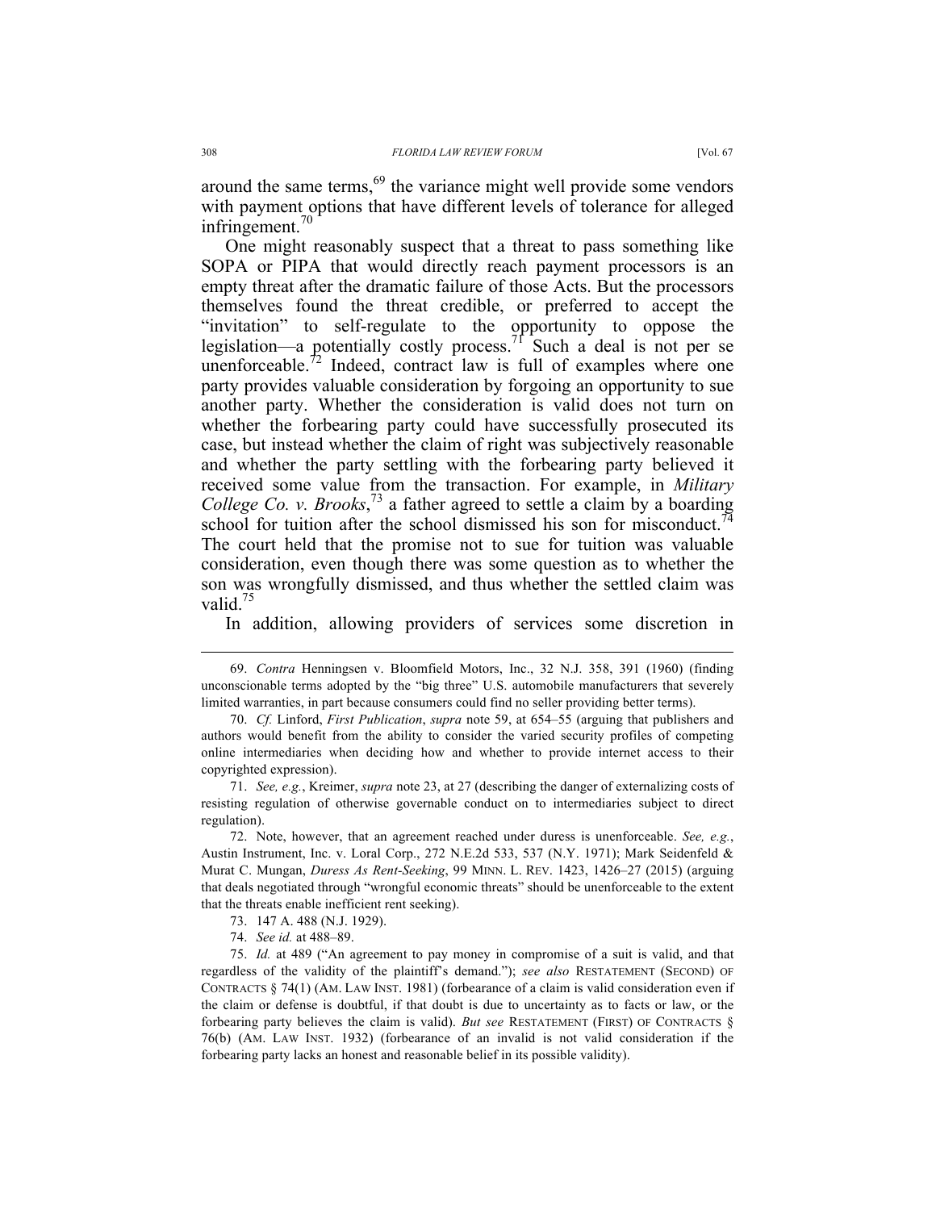around the same terms,[69] the variance might well provide some vendors with payment options that have different levels of tolerance for alleged infringement.[70]

One might reasonably suspect that a threat to pass something like SOPA or PIPA that would directly reach payment processors is an empty threat after the dramatic failure of those Acts. But the processors themselves found the threat credible, or preferred to accept the "invitation" to self-regulate to the opportunity to oppose the legislation—a potentially costly process.[71] Such a deal is not per se unenforceable.[72] Indeed, contract law is full of examples where one party provides valuable consideration by forgoing an opportunity to sue another party. Whether the consideration is valid does not turn on whether the forbearing party could have successfully prosecuted its case, but instead whether the claim of right was subjectively reasonable and whether the party settling with the forbearing party believed it received some value from the transaction. For example, in *Military College Co. v. Brooks*,[73] a father agreed to settle a claim by a boarding school for tuition after the school dismissed his son for misconduct.[74] The court held that the promise not to sue for tuition was valuable consideration, even though there was some question as to whether the son was wrongfully dismissed, and thus whether the settled claim was valid.[75]

In addition, allowing providers of services some discretion in

---

69. *Contra* Henningsen v. Bloomfield Motors, Inc., 32 N.J. 358, 391 (1960) (finding unconscionable terms adopted by the "big three" U.S. automobile manufacturers that severely limited warranties, in part because consumers could find no seller providing better terms).

70. *Cf.* Linford, *First Publication*, *supra* note 59, at 654–55 (arguing that publishers and authors would benefit from the ability to consider the varied security profiles of competing online intermediaries when deciding how and whether to provide internet access to their copyrighted expression).

71. *See, e.g.*, Kreimer, *supra* note 23, at 27 (describing the danger of externalizing costs of resisting regulation of otherwise governable conduct on to intermediaries subject to direct regulation).

72. Note, however, that an agreement reached under duress is unenforceable. *See, e.g.*, Austin Instrument, Inc. v. Loral Corp., 272 N.E.2d 533, 537 (N.Y. 1971); Mark Seidenfeld & Murat C. Mungan, *Duress As Rent-Seeking*, 99 MINN. L. REV. 1423, 1426–27 (2015) (arguing that deals negotiated through "wrongful economic threats" should be unenforceable to the extent that the threats enable inefficient rent seeking).

73. 147 A. 488 (N.J. 1929).

74. *See id.* at 488–89.

75. *Id.* at 489 ("An agreement to pay money in compromise of a suit is valid, and that regardless of the validity of the plaintiff's demand."); *see also* RESTATEMENT (SECOND) OF CONTRACTS § 74(1) (AM. LAW INST. 1981) (forbearance of a claim is valid consideration even if the claim or defense is doubtful, if that doubt is due to uncertainty as to facts or law, or the forbearing party believes the claim is valid). *But see* RESTATEMENT (FIRST) OF CONTRACTS § 76(b) (AM. LAW INST. 1932) (forbearance of an invalid is not valid consideration if the forbearing party lacks an honest and reasonable belief in its possible validity).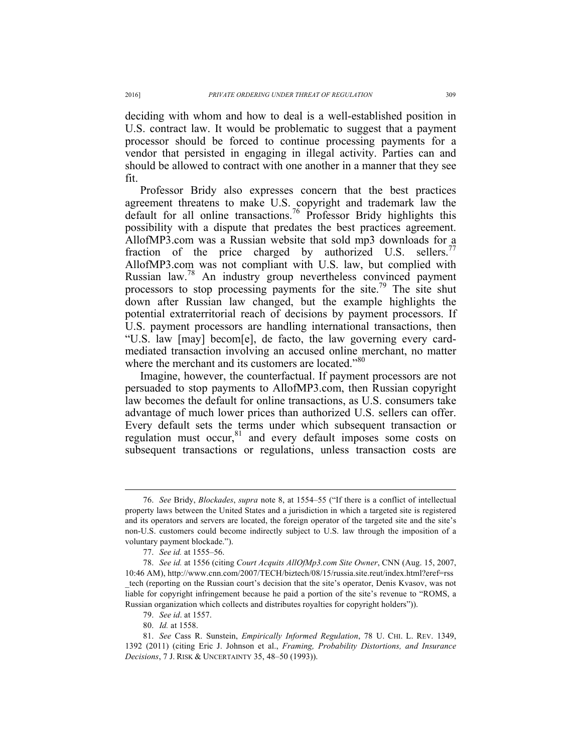deciding with whom and how to deal is a well-established position in U.S. contract law. It would be problematic to suggest that a payment processor should be forced to continue processing payments for a vendor that persisted in engaging in illegal activity. Parties can and should be allowed to contract with one another in a manner that they see fit.

Professor Bridy also expresses concern that the best practices agreement threatens to make U.S. copyright and trademark law the default for all online transactions.[76] Professor Bridy highlights this possibility with a dispute that predates the best practices agreement. AllofMP3.com was a Russian website that sold mp3 downloads for a fraction of the price charged by authorized U.S. sellers.[77] AllofMP3.com was not compliant with U.S. law, but complied with Russian law.[78] An industry group nevertheless convinced payment processors to stop processing payments for the site.[79] The site shut down after Russian law changed, but the example highlights the potential extraterritorial reach of decisions by payment processors. If U.S. payment processors are handling international transactions, then "U.S. law [may] becom[e], de facto, the law governing every card-mediated transaction involving an accused online merchant, no matter where the merchant and its customers are located."[80]

Imagine, however, the counterfactual. If payment processors are not persuaded to stop payments to AllofMP3.com, then Russian copyright law becomes the default for online transactions, as U.S. consumers take advantage of much lower prices than authorized U.S. sellers can offer. Every default sets the terms under which subsequent transaction or regulation must occur,[81] and every default imposes some costs on subsequent transactions or regulations, unless transaction costs are

---

76. *See* Bridy, *Blockades*, *supra* note 8, at 1554–55 ("If there is a conflict of intellectual property laws between the United States and a jurisdiction in which a targeted site is registered and its operators and servers are located, the foreign operator of the targeted site and the site's non-U.S. customers could become indirectly subject to U.S. law through the imposition of a voluntary payment blockade.").

77. *See id.* at 1555–56.

78. *See id.* at 1556 (citing *Court Acquits AllOfMp3.com Site Owner*, CNN (Aug. 15, 2007, 10:46 AM), http://www.cnn.com/2007/TECH/biztech/08/15/russia.site.reut/index.html?eref=rss_tech (reporting on the Russian court's decision that the site's operator, Denis Kvasov, was not liable for copyright infringement because he paid a portion of the site's revenue to "ROMS, a Russian organization which collects and distributes royalties for copyright holders")).

79. *See id*. at 1557.

80. *Id.* at 1558.

81. *See* Cass R. Sunstein, *Empirically Informed Regulation*, 78 U. CHI. L. REV. 1349, 1392 (2011) (citing Eric J. Johnson et al., *Framing, Probability Distortions, and Insurance Decisions*, 7 J. RISK & UNCERTAINTY 35, 48–50 (1993)).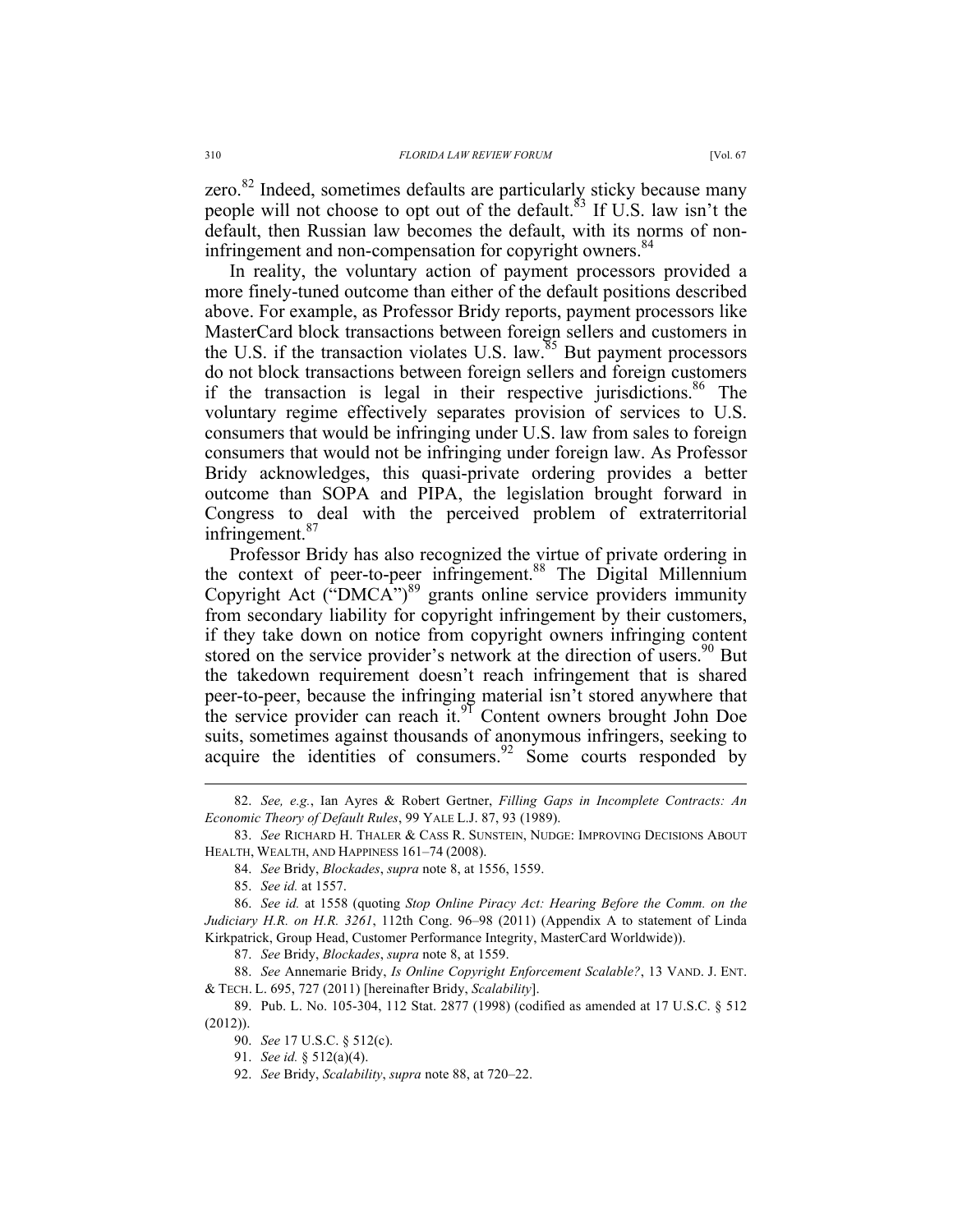zero.[82] Indeed, sometimes defaults are particularly sticky because many people will not choose to opt out of the default.[83] If U.S. law isn't the default, then Russian law becomes the default, with its norms of non-infringement and non-compensation for copyright owners.[84]

In reality, the voluntary action of payment processors provided a more finely-tuned outcome than either of the default positions described above. For example, as Professor Bridy reports, payment processors like MasterCard block transactions between foreign sellers and customers in the U.S. if the transaction violates U.S. law.[85] But payment processors do not block transactions between foreign sellers and foreign customers if the transaction is legal in their respective jurisdictions.[86] The voluntary regime effectively separates provision of services to U.S. consumers that would be infringing under U.S. law from sales to foreign consumers that would not be infringing under foreign law. As Professor Bridy acknowledges, this quasi-private ordering provides a better outcome than SOPA and PIPA, the legislation brought forward in Congress to deal with the perceived problem of extraterritorial infringement.[87]

Professor Bridy has also recognized the virtue of private ordering in the context of peer-to-peer infringement.[88] The Digital Millennium Copyright Act ("DMCA")[89] grants online service providers immunity from secondary liability for copyright infringement by their customers, if they take down on notice from copyright owners infringing content stored on the service provider's network at the direction of users.[90] But the takedown requirement doesn't reach infringement that is shared peer-to-peer, because the infringing material isn't stored anywhere that the service provider can reach it.[91] Content owners brought John Doe suits, sometimes against thousands of anonymous infringers, seeking to acquire the identities of consumers.[92] Some courts responded by

---

82. *See, e.g.*, Ian Ayres & Robert Gertner, *Filling Gaps in Incomplete Contracts: An Economic Theory of Default Rules*, 99 YALE L.J. 87, 93 (1989).

83. *See* RICHARD H. THALER & CASS R. SUNSTEIN, NUDGE: IMPROVING DECISIONS ABOUT HEALTH, WEALTH, AND HAPPINESS 161–74 (2008).

84. *See* Bridy, *Blockades*, *supra* note 8, at 1556, 1559.

85. *See id.* at 1557.

86. *See id.* at 1558 (quoting *Stop Online Piracy Act: Hearing Before the Comm. on the Judiciary H.R. on H.R. 3261*, 112th Cong. 96–98 (2011) (Appendix A to statement of Linda Kirkpatrick, Group Head, Customer Performance Integrity, MasterCard Worldwide)).

87. *See* Bridy, *Blockades*, *supra* note 8, at 1559.

88. *See* Annemarie Bridy, *Is Online Copyright Enforcement Scalable?*, 13 VAND. J. ENT. & TECH. L. 695, 727 (2011) [hereinafter Bridy, *Scalability*].

89. Pub. L. No. 105-304, 112 Stat. 2877 (1998) (codified as amended at 17 U.S.C. § 512 (2012)).

90. *See* 17 U.S.C. § 512(c).

91. *See id.* § 512(a)(4).

92. *See* Bridy, *Scalability*, *supra* note 88, at 720–22.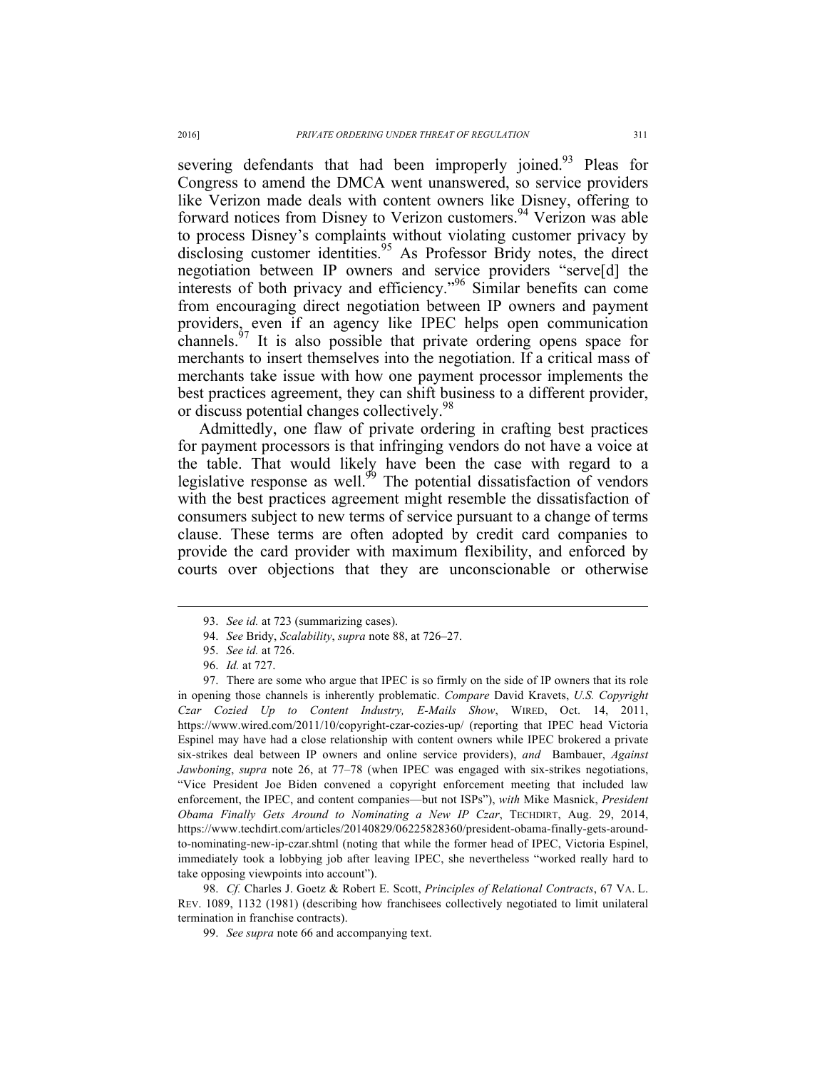severing defendants that had been improperly joined.[93] Pleas for Congress to amend the DMCA went unanswered, so service providers like Verizon made deals with content owners like Disney, offering to forward notices from Disney to Verizon customers.[94] Verizon was able to process Disney's complaints without violating customer privacy by disclosing customer identities.[95] As Professor Bridy notes, the direct negotiation between IP owners and service providers "serve[d] the interests of both privacy and efficiency."[96] Similar benefits can come from encouraging direct negotiation between IP owners and payment providers, even if an agency like IPEC helps open communication channels.[97] It is also possible that private ordering opens space for merchants to insert themselves into the negotiation. If a critical mass of merchants take issue with how one payment processor implements the best practices agreement, they can shift business to a different provider, or discuss potential changes collectively.[98]

Admittedly, one flaw of private ordering in crafting best practices for payment processors is that infringing vendors do not have a voice at the table. That would likely have been the case with regard to a legislative response as well.[99] The potential dissatisfaction of vendors with the best practices agreement might resemble the dissatisfaction of consumers subject to new terms of service pursuant to a change of terms clause. These terms are often adopted by credit card companies to provide the card provider with maximum flexibility, and enforced by courts over objections that they are unconscionable or otherwise

---

93. *See id.* at 723 (summarizing cases).

94. *See* Bridy, *Scalability*, *supra* note 88, at 726–27.

95. *See id.* at 726.

96. *Id.* at 727.

97. There are some who argue that IPEC is so firmly on the side of IP owners that its role in opening those channels is inherently problematic. *Compare* David Kravets, *U.S. Copyright Czar Cozied Up to Content Industry, E-Mails Show*, WIRED, Oct. 14, 2011, https://www.wired.com/2011/10/copyright-czar-cozies-up/ (reporting that IPEC head Victoria Espinel may have had a close relationship with content owners while IPEC brokered a private six-strikes deal between IP owners and online service providers), *and* Bambauer, *Against Jawboning*, *supra* note 26, at 77–78 (when IPEC was engaged with six-strikes negotiations, "Vice President Joe Biden convened a copyright enforcement meeting that included law enforcement, the IPEC, and content companies—but not ISPs"), *with* Mike Masnick, *President Obama Finally Gets Around to Nominating a New IP Czar*, TECHDIRT, Aug. 29, 2014, https://www.techdirt.com/articles/20140829/06225828360/president-obama-finally-gets-around-to-nominating-new-ip-czar.shtml (noting that while the former head of IPEC, Victoria Espinel, immediately took a lobbying job after leaving IPEC, she nevertheless "worked really hard to take opposing viewpoints into account").

98. *Cf.* Charles J. Goetz & Robert E. Scott, *Principles of Relational Contracts*, 67 VA. L. REV. 1089, 1132 (1981) (describing how franchisees collectively negotiated to limit unilateral termination in franchise contracts).

99. *See supra* note 66 and accompanying text.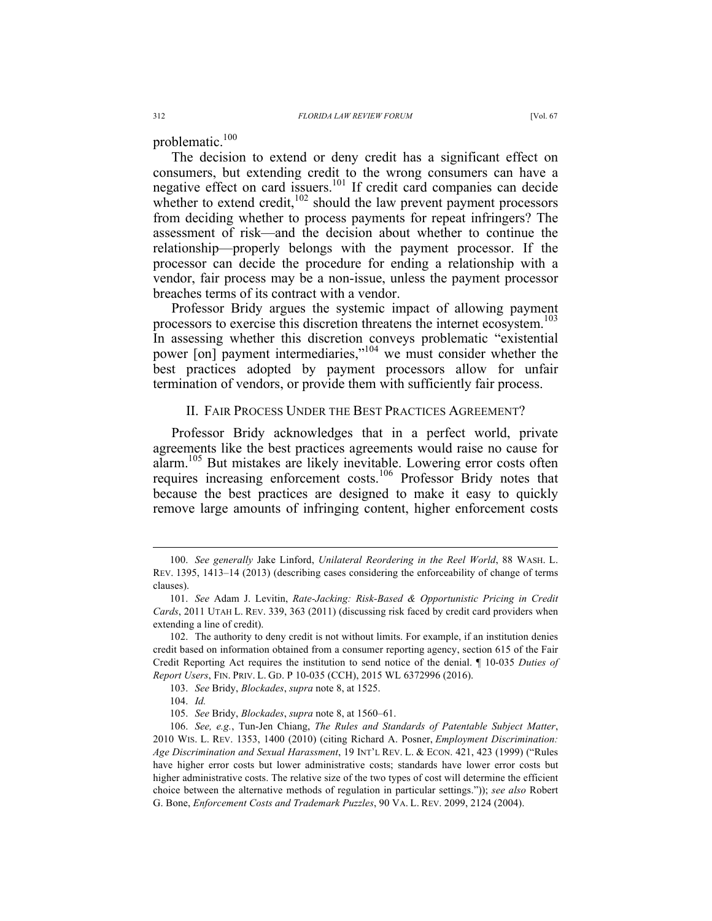problematic.[100]

The decision to extend or deny credit has a significant effect on consumers, but extending credit to the wrong consumers can have a negative effect on card issuers.[101] If credit card companies can decide whether to extend credit,[102] should the law prevent payment processors from deciding whether to process payments for repeat infringers? The assessment of risk—and the decision about whether to continue the relationship—properly belongs with the payment processor. If the processor can decide the procedure for ending a relationship with a vendor, fair process may be a non-issue, unless the payment processor breaches terms of its contract with a vendor.

Professor Bridy argues the systemic impact of allowing payment processors to exercise this discretion threatens the internet ecosystem.[103] In assessing whether this discretion conveys problematic "existential power [on] payment intermediaries,"[104] we must consider whether the best practices adopted by payment processors allow for unfair termination of vendors, or provide them with sufficiently fair process.

## II. Fair Process Under the Best Practices Agreement?

Professor Bridy acknowledges that in a perfect world, private agreements like the best practices agreements would raise no cause for alarm.[105] But mistakes are likely inevitable. Lowering error costs often requires increasing enforcement costs.[106] Professor Bridy notes that because the best practices are designed to make it easy to quickly remove large amounts of infringing content, higher enforcement costs

---

100. *See generally* Jake Linford, *Unilateral Reordering in the Reel World*, 88 Wash. L. Rev. 1395, 1413–14 (2013) (describing cases considering the enforceability of change of terms clauses).

101. *See* Adam J. Levitin, *Rate-Jacking: Risk-Based & Opportunistic Pricing in Credit Cards*, 2011 Utah L. Rev. 339, 363 (2011) (discussing risk faced by credit card providers when extending a line of credit).

102. The authority to deny credit is not without limits. For example, if an institution denies credit based on information obtained from a consumer reporting agency, section 615 of the Fair Credit Reporting Act requires the institution to send notice of the denial. ¶ 10-035 *Duties of Report Users*, Fin. Priv. L. Gd. P 10-035 (CCH), 2015 WL 6372996 (2016).

103. *See* Bridy, *Blockades*, *supra* note 8, at 1525.

104. *Id.*

105. *See* Bridy, *Blockades*, *supra* note 8, at 1560–61.

106. *See, e.g.*, Tun-Jen Chiang, *The Rules and Standards of Patentable Subject Matter*, 2010 Wis. L. Rev. 1353, 1400 (2010) (citing Richard A. Posner, *Employment Discrimination: Age Discrimination and Sexual Harassment*, 19 Int'l Rev. L. & Econ. 421, 423 (1999) ("Rules have higher error costs but lower administrative costs; standards have lower error costs but higher administrative costs. The relative size of the two types of cost will determine the efficient choice between the alternative methods of regulation in particular settings.")); *see also* Robert G. Bone, *Enforcement Costs and Trademark Puzzles*, 90 Va. L. Rev. 2099, 2124 (2004).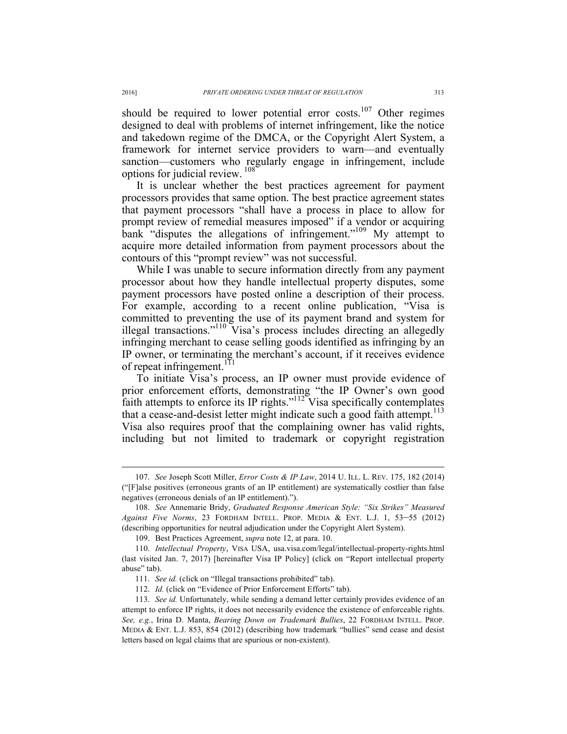should be required to lower potential error costs.[107] Other regimes designed to deal with problems of internet infringement, like the notice and takedown regime of the DMCA, or the Copyright Alert System, a framework for internet service providers to warn—and eventually sanction—customers who regularly engage in infringement, include options for judicial review.[108]

It is unclear whether the best practices agreement for payment processors provides that same option. The best practice agreement states that payment processors "shall have a process in place to allow for prompt review of remedial measures imposed" if a vendor or acquiring bank "disputes the allegations of infringement."[109] My attempt to acquire more detailed information from payment processors about the contours of this "prompt review" was not successful.

While I was unable to secure information directly from any payment processor about how they handle intellectual property disputes, some payment processors have posted online a description of their process. For example, according to a recent online publication, "Visa is committed to preventing the use of its payment brand and system for illegal transactions."[110] Visa's process includes directing an allegedly infringing merchant to cease selling goods identified as infringing by an IP owner, or terminating the merchant's account, if it receives evidence of repeat infringement.[111]

To initiate Visa's process, an IP owner must provide evidence of prior enforcement efforts, demonstrating "the IP Owner's own good faith attempts to enforce its IP rights."[112] Visa specifically contemplates that a cease-and-desist letter might indicate such a good faith attempt.[113] Visa also requires proof that the complaining owner has valid rights, including but not limited to trademark or copyright registration

---

107. *See* Joseph Scott Miller, *Error Costs & IP Law*, 2014 U. ILL. L. REV. 175, 182 (2014) ("[F]alse positives (erroneous grants of an IP entitlement) are systematically costlier than false negatives (erroneous denials of an IP entitlement).").

108. *See* Annemarie Bridy, *Graduated Response American Style: "Six Strikes" Measured Against Five Norms*, 23 FORDHAM INTELL. PROP. MEDIA & ENT. L.J. 1, 53–55 (2012) (describing opportunities for neutral adjudication under the Copyright Alert System).

109. Best Practices Agreement, *supra* note 12, at para. 10.

110. *Intellectual Property*, VISA USA, usa.visa.com/legal/intellectual-property-rights.html (last visited Jan. 7, 2017) [hereinafter Visa IP Policy] (click on "Report intellectual property abuse" tab).

111. *See id.* (click on "Illegal transactions prohibited" tab).

112. *Id.* (click on "Evidence of Prior Enforcement Efforts" tab).

113. *See id.* Unfortunately, while sending a demand letter certainly provides evidence of an attempt to enforce IP rights, it does not necessarily evidence the existence of enforceable rights. *See, e.g.*, Irina D. Manta, *Bearing Down on Trademark Bullies*, 22 FORDHAM INTELL. PROP. MEDIA & ENT. L.J. 853, 854 (2012) (describing how trademark "bullies" send cease and desist letters based on legal claims that are spurious or non-existent).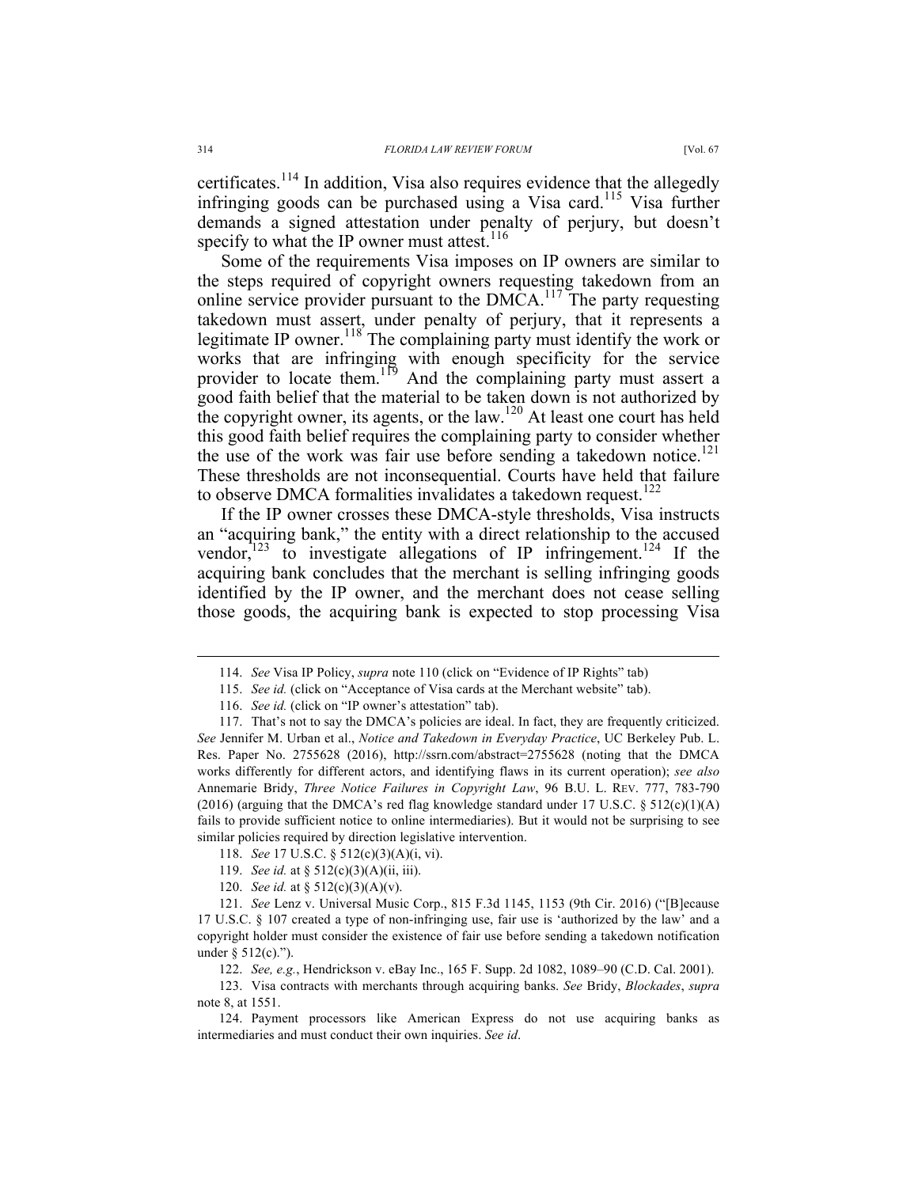certificates.[114] In addition, Visa also requires evidence that the allegedly infringing goods can be purchased using a Visa card.[115] Visa further demands a signed attestation under penalty of perjury, but doesn't specify to what the IP owner must attest.[116]

Some of the requirements Visa imposes on IP owners are similar to the steps required of copyright owners requesting takedown from an online service provider pursuant to the DMCA.[117] The party requesting takedown must assert, under penalty of perjury, that it represents a legitimate IP owner.[118] The complaining party must identify the work or works that are infringing with enough specificity for the service provider to locate them.[119] And the complaining party must assert a good faith belief that the material to be taken down is not authorized by the copyright owner, its agents, or the law.[120] At least one court has held this good faith belief requires the complaining party to consider whether the use of the work was fair use before sending a takedown notice.[121] These thresholds are not inconsequential. Courts have held that failure to observe DMCA formalities invalidates a takedown request.[122]

If the IP owner crosses these DMCA-style thresholds, Visa instructs an "acquiring bank," the entity with a direct relationship to the accused vendor,[123] to investigate allegations of IP infringement.[124] If the acquiring bank concludes that the merchant is selling infringing goods identified by the IP owner, and the merchant does not cease selling those goods, the acquiring bank is expected to stop processing Visa

---

114. *See* Visa IP Policy, *supra* note 110 (click on "Evidence of IP Rights" tab)

115. *See id.* (click on "Acceptance of Visa cards at the Merchant website" tab).

116. *See id.* (click on "IP owner's attestation" tab).

117. That's not to say the DMCA's policies are ideal. In fact, they are frequently criticized. *See* Jennifer M. Urban et al., *Notice and Takedown in Everyday Practice*, UC Berkeley Pub. L. Res. Paper No. 2755628 (2016), http://ssrn.com/abstract=2755628 (noting that the DMCA works differently for different actors, and identifying flaws in its current operation); *see also* Annemarie Bridy, *Three Notice Failures in Copyright Law*, 96 B.U. L. REV. 777, 783-790 (2016) (arguing that the DMCA's red flag knowledge standard under 17 U.S.C. § 512(c)(1)(A) fails to provide sufficient notice to online intermediaries). But it would not be surprising to see similar policies required by direction legislative intervention.

118. *See* 17 U.S.C. § 512(c)(3)(A)(i, vi).

119. *See id.* at § 512(c)(3)(A)(ii, iii).

120. *See id.* at § 512(c)(3)(A)(v).

121. *See* Lenz v. Universal Music Corp., 815 F.3d 1145, 1153 (9th Cir. 2016) ("[B]ecause 17 U.S.C. § 107 created a type of non-infringing use, fair use is 'authorized by the law' and a copyright holder must consider the existence of fair use before sending a takedown notification under § 512(c).").

122. *See, e.g.*, Hendrickson v. eBay Inc., 165 F. Supp. 2d 1082, 1089–90 (C.D. Cal. 2001).

123. Visa contracts with merchants through acquiring banks. *See* Bridy, *Blockades*, *supra* note 8, at 1551.

124. Payment processors like American Express do not use acquiring banks as intermediaries and must conduct their own inquiries. *See id*.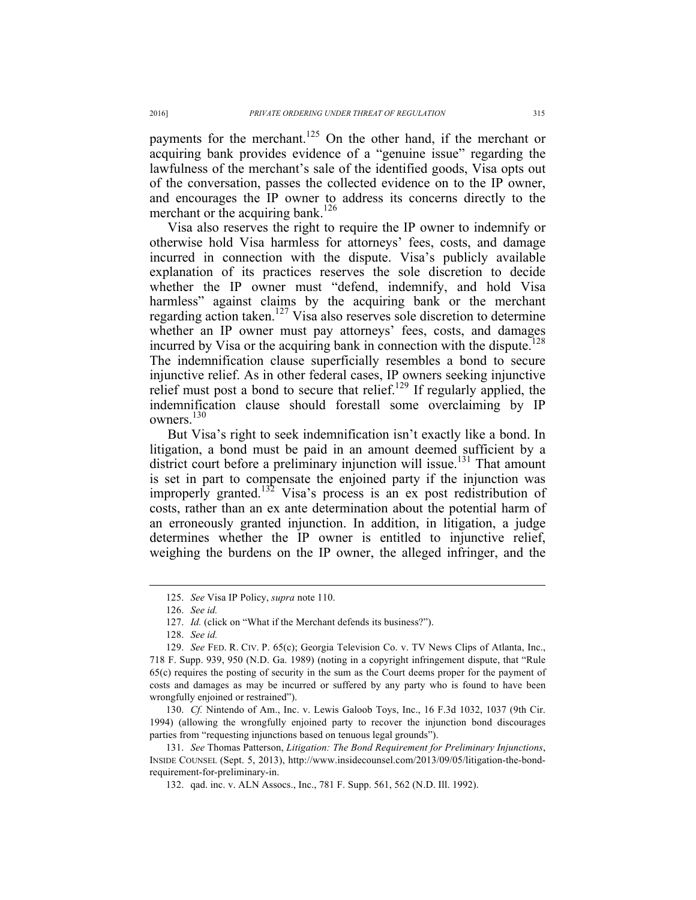payments for the merchant.[125] On the other hand, if the merchant or acquiring bank provides evidence of a "genuine issue" regarding the lawfulness of the merchant's sale of the identified goods, Visa opts out of the conversation, passes the collected evidence on to the IP owner, and encourages the IP owner to address its concerns directly to the merchant or the acquiring bank.[126]

Visa also reserves the right to require the IP owner to indemnify or otherwise hold Visa harmless for attorneys' fees, costs, and damage incurred in connection with the dispute. Visa's publicly available explanation of its practices reserves the sole discretion to decide whether the IP owner must "defend, indemnify, and hold Visa harmless" against claims by the acquiring bank or the merchant regarding action taken.[127] Visa also reserves sole discretion to determine whether an IP owner must pay attorneys' fees, costs, and damages incurred by Visa or the acquiring bank in connection with the dispute.[128] The indemnification clause superficially resembles a bond to secure injunctive relief. As in other federal cases, IP owners seeking injunctive relief must post a bond to secure that relief.[129] If regularly applied, the indemnification clause should forestall some overclaiming by IP owners.[130]

But Visa's right to seek indemnification isn't exactly like a bond. In litigation, a bond must be paid in an amount deemed sufficient by a district court before a preliminary injunction will issue.[131] That amount is set in part to compensate the enjoined party if the injunction was improperly granted.[132] Visa's process is an ex post redistribution of costs, rather than an ex ante determination about the potential harm of an erroneously granted injunction. In addition, in litigation, a judge determines whether the IP owner is entitled to injunctive relief, weighing the burdens on the IP owner, the alleged infringer, and the

---

125. *See* Visa IP Policy, *supra* note 110.

126. *See id.*

127. *Id.* (click on "What if the Merchant defends its business?").

128. *See id.*

129. *See* FED. R. CIV. P. 65(c); Georgia Television Co. v. TV News Clips of Atlanta, Inc., 718 F. Supp. 939, 950 (N.D. Ga. 1989) (noting in a copyright infringement dispute, that "Rule 65(c) requires the posting of security in the sum as the Court deems proper for the payment of costs and damages as may be incurred or suffered by any party who is found to have been wrongfully enjoined or restrained").

130. *Cf.* Nintendo of Am., Inc. v. Lewis Galoob Toys, Inc., 16 F.3d 1032, 1037 (9th Cir. 1994) (allowing the wrongfully enjoined party to recover the injunction bond discourages parties from "requesting injunctions based on tenuous legal grounds").

131. *See* Thomas Patterson, *Litigation: The Bond Requirement for Preliminary Injunctions*, INSIDE COUNSEL (Sept. 5, 2013), http://www.insidecounsel.com/2013/09/05/litigation-the-bond-requirement-for-preliminary-in.

132. qad. inc. v. ALN Assocs., Inc., 781 F. Supp. 561, 562 (N.D. Ill. 1992).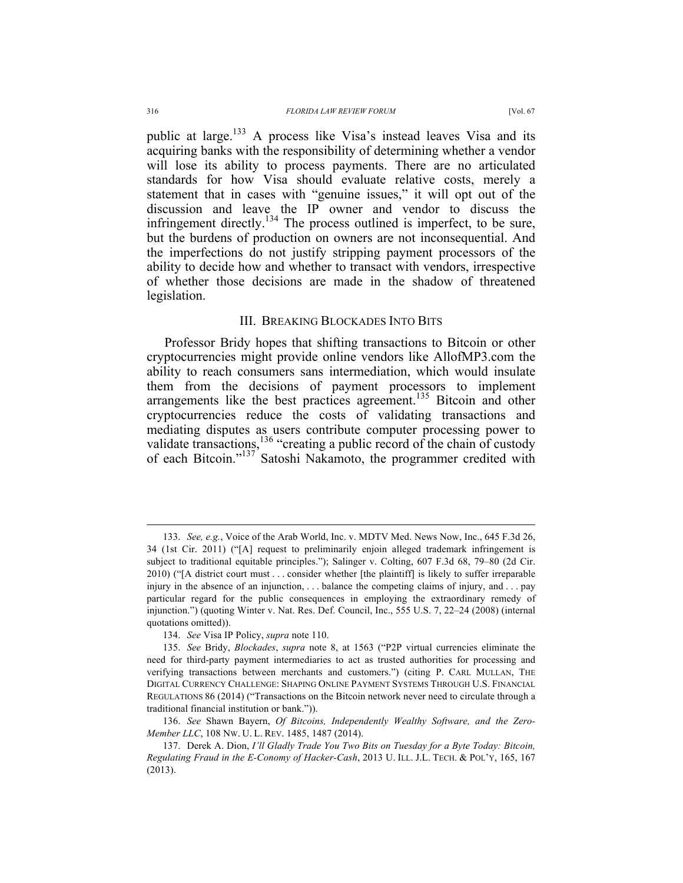public at large.[133] A process like Visa's instead leaves Visa and its acquiring banks with the responsibility of determining whether a vendor will lose its ability to process payments. There are no articulated standards for how Visa should evaluate relative costs, merely a statement that in cases with "genuine issues," it will opt out of the discussion and leave the IP owner and vendor to discuss the infringement directly.[134] The process outlined is imperfect, to be sure, but the burdens of production on owners are not inconsequential. And the imperfections do not justify stripping payment processors of the ability to decide how and whether to transact with vendors, irrespective of whether those decisions are made in the shadow of threatened legislation.

## III. BREAKING BLOCKADES INTO BITS

Professor Bridy hopes that shifting transactions to Bitcoin or other cryptocurrencies might provide online vendors like AllofMP3.com the ability to reach consumers sans intermediation, which would insulate them from the decisions of payment processors to implement arrangements like the best practices agreement.[135] Bitcoin and other cryptocurrencies reduce the costs of validating transactions and mediating disputes as users contribute computer processing power to validate transactions,[136] "creating a public record of the chain of custody of each Bitcoin."[137] Satoshi Nakamoto, the programmer credited with

---

133. *See, e.g.*, Voice of the Arab World, Inc. v. MDTV Med. News Now, Inc., 645 F.3d 26, 34 (1st Cir. 2011) ("[A] request to preliminarily enjoin alleged trademark infringement is subject to traditional equitable principles."); Salinger v. Colting, 607 F.3d 68, 79–80 (2d Cir. 2010) ("[A district court must . . . consider whether [the plaintiff] is likely to suffer irreparable injury in the absence of an injunction, . . . balance the competing claims of injury, and . . . pay particular regard for the public consequences in employing the extraordinary remedy of injunction.") (quoting Winter v. Nat. Res. Def. Council, Inc., 555 U.S. 7, 22–24 (2008) (internal quotations omitted)).

134. *See* Visa IP Policy, *supra* note 110.

135. *See* Bridy, *Blockades*, *supra* note 8, at 1563 ("P2P virtual currencies eliminate the need for third-party payment intermediaries to act as trusted authorities for processing and verifying transactions between merchants and customers.") (citing P. CARL MULLAN, THE DIGITAL CURRENCY CHALLENGE: SHAPING ONLINE PAYMENT SYSTEMS THROUGH U.S. FINANCIAL REGULATIONS 86 (2014) ("Transactions on the Bitcoin network never need to circulate through a traditional financial institution or bank.")).

136. *See* Shawn Bayern, *Of Bitcoins, Independently Wealthy Software, and the Zero-Member LLC*, 108 NW. U. L. REV. 1485, 1487 (2014).

137. Derek A. Dion, *I'll Gladly Trade You Two Bits on Tuesday for a Byte Today: Bitcoin, Regulating Fraud in the E-Conomy of Hacker-Cash*, 2013 U. ILL. J.L. TECH. & POL'Y, 165, 167 (2013).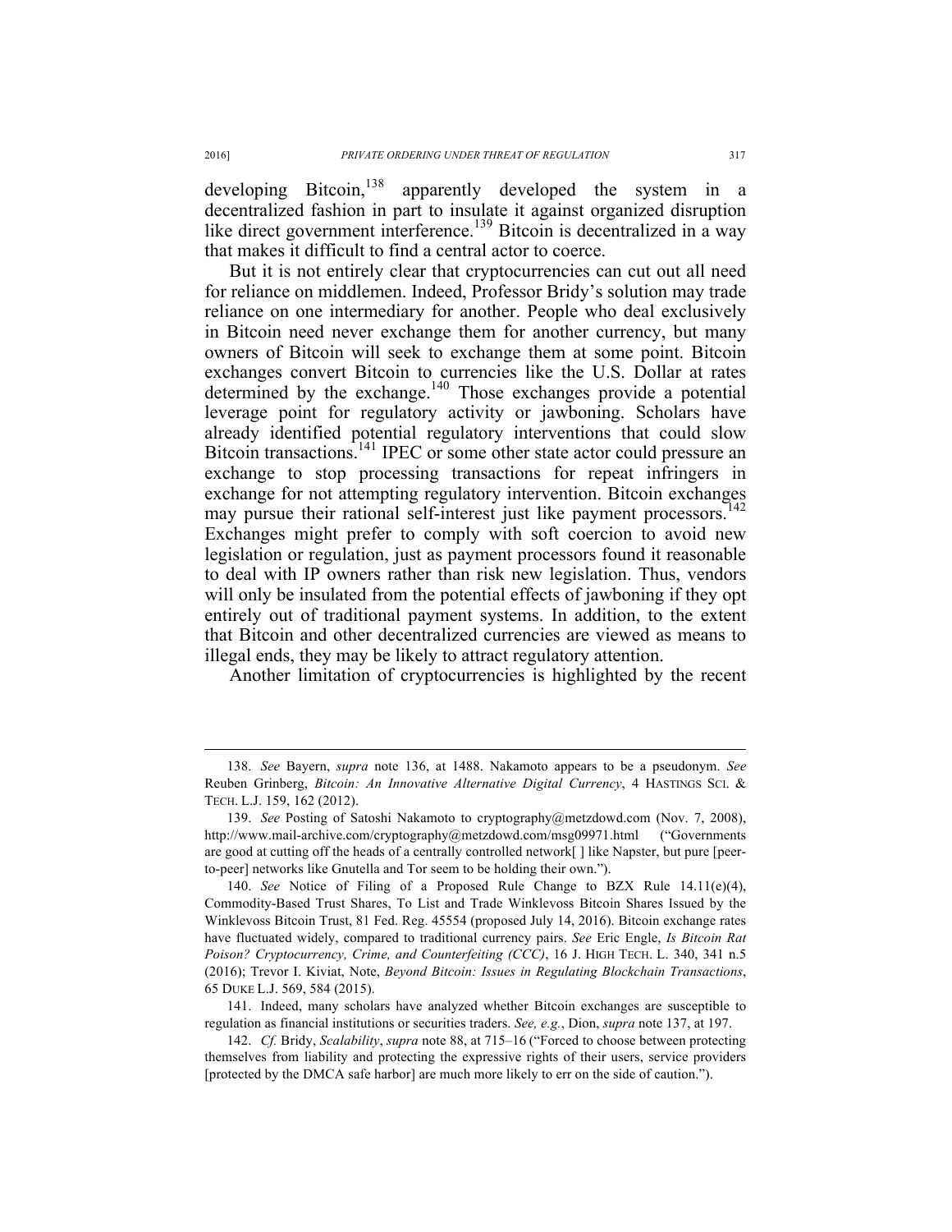developing Bitcoin,[138] apparently developed the system in a decentralized fashion in part to insulate it against organized disruption like direct government interference.[139] Bitcoin is decentralized in a way that makes it difficult to find a central actor to coerce.

But it is not entirely clear that cryptocurrencies can cut out all need for reliance on middlemen. Indeed, Professor Bridy's solution may trade reliance on one intermediary for another. People who deal exclusively in Bitcoin need never exchange them for another currency, but many owners of Bitcoin will seek to exchange them at some point. Bitcoin exchanges convert Bitcoin to currencies like the U.S. Dollar at rates determined by the exchange.[140] Those exchanges provide a potential leverage point for regulatory activity or jawboning. Scholars have already identified potential regulatory interventions that could slow Bitcoin transactions.[141] IPEC or some other state actor could pressure an exchange to stop processing transactions for repeat infringers in exchange for not attempting regulatory intervention. Bitcoin exchanges may pursue their rational self-interest just like payment processors.[142] Exchanges might prefer to comply with soft coercion to avoid new legislation or regulation, just as payment processors found it reasonable to deal with IP owners rather than risk new legislation. Thus, vendors will only be insulated from the potential effects of jawboning if they opt entirely out of traditional payment systems. In addition, to the extent that Bitcoin and other decentralized currencies are viewed as means to illegal ends, they may be likely to attract regulatory attention.

Another limitation of cryptocurrencies is highlighted by the recent

---

138. *See* Bayern, *supra* note 136, at 1488. Nakamoto appears to be a pseudonym. *See* Reuben Grinberg, *Bitcoin: An Innovative Alternative Digital Currency*, 4 HASTINGS SCI. & TECH. L.J. 159, 162 (2012).

139. *See* Posting of Satoshi Nakamoto to cryptography@metzdowd.com (Nov. 7, 2008), http://www.mail-archive.com/cryptography@metzdowd.com/msg09971.html ("Governments are good at cutting off the heads of a centrally controlled network[ ] like Napster, but pure [peer-to-peer] networks like Gnutella and Tor seem to be holding their own.").

140. *See* Notice of Filing of a Proposed Rule Change to BZX Rule 14.11(e)(4), Commodity-Based Trust Shares, To List and Trade Winklevoss Bitcoin Shares Issued by the Winklevoss Bitcoin Trust, 81 Fed. Reg. 45554 (proposed July 14, 2016). Bitcoin exchange rates have fluctuated widely, compared to traditional currency pairs. *See* Eric Engle, *Is Bitcoin Rat Poison? Cryptocurrency, Crime, and Counterfeiting (CCC)*, 16 J. HIGH TECH. L. 340, 341 n.5 (2016); Trevor I. Kiviat, Note, *Beyond Bitcoin: Issues in Regulating Blockchain Transactions*, 65 DUKE L.J. 569, 584 (2015).

141. Indeed, many scholars have analyzed whether Bitcoin exchanges are susceptible to regulation as financial institutions or securities traders. *See, e.g.*, Dion, *supra* note 137, at 197.

142. *Cf.* Bridy, *Scalability*, *supra* note 88, at 715–16 ("Forced to choose between protecting themselves from liability and protecting the expressive rights of their users, service providers [protected by the DMCA safe harbor] are much more likely to err on the side of caution.").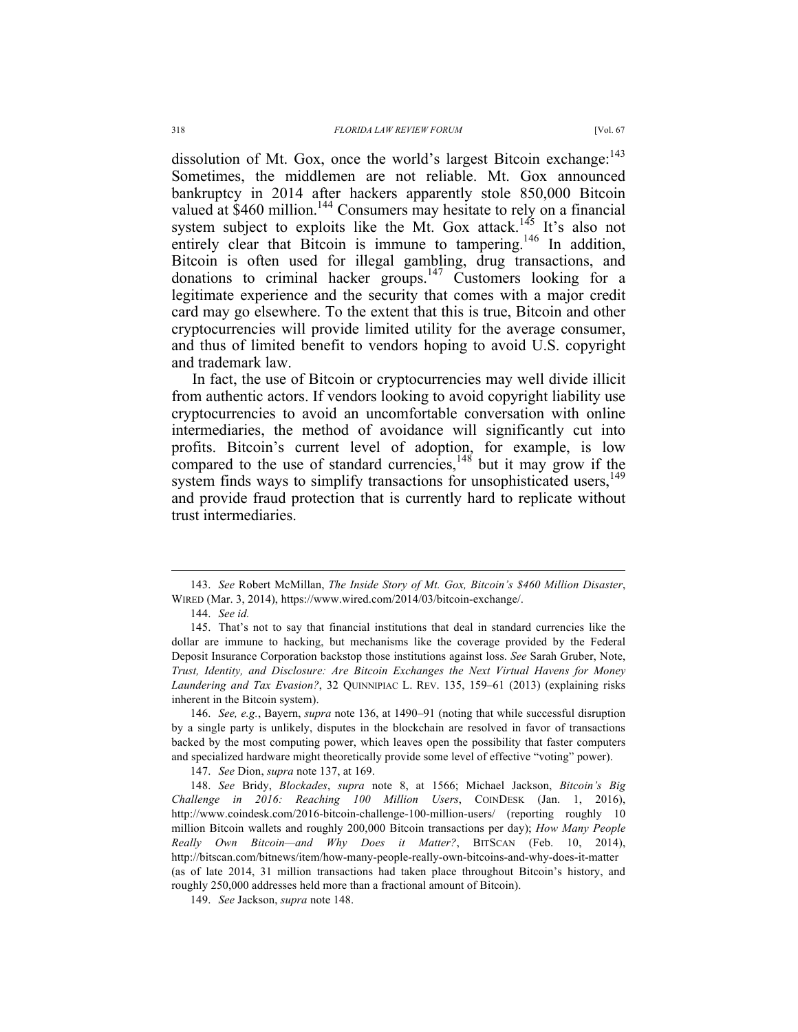dissolution of Mt. Gox, once the world's largest Bitcoin exchange:[143] Sometimes, the middlemen are not reliable. Mt. Gox announced bankruptcy in 2014 after hackers apparently stole 850,000 Bitcoin valued at $460 million.[144] Consumers may hesitate to rely on a financial system subject to exploits like the Mt. Gox attack.[145] It's also not entirely clear that Bitcoin is immune to tampering.[146] In addition, Bitcoin is often used for illegal gambling, drug transactions, and donations to criminal hacker groups.[147] Customers looking for a legitimate experience and the security that comes with a major credit card may go elsewhere. To the extent that this is true, Bitcoin and other cryptocurrencies will provide limited utility for the average consumer, and thus of limited benefit to vendors hoping to avoid U.S. copyright and trademark law.

In fact, the use of Bitcoin or cryptocurrencies may well divide illicit from authentic actors. If vendors looking to avoid copyright liability use cryptocurrencies to avoid an uncomfortable conversation with online intermediaries, the method of avoidance will significantly cut into profits. Bitcoin's current level of adoption, for example, is low compared to the use of standard currencies,[148] but it may grow if the system finds ways to simplify transactions for unsophisticated users,[149] and provide fraud protection that is currently hard to replicate without trust intermediaries.

---

143. *See* Robert McMillan, *The Inside Story of Mt. Gox, Bitcoin's $460 Million Disaster*, WIRED (Mar. 3, 2014), https://www.wired.com/2014/03/bitcoin-exchange/.

144. *See id.*

145. That's not to say that financial institutions that deal in standard currencies like the dollar are immune to hacking, but mechanisms like the coverage provided by the Federal Deposit Insurance Corporation backstop those institutions against loss. *See* Sarah Gruber, Note, *Trust, Identity, and Disclosure: Are Bitcoin Exchanges the Next Virtual Havens for Money Laundering and Tax Evasion?*, 32 QUINNIPIAC L. REV. 135, 159–61 (2013) (explaining risks inherent in the Bitcoin system).

146. *See, e.g.*, Bayern, *supra* note 136, at 1490–91 (noting that while successful disruption by a single party is unlikely, disputes in the blockchain are resolved in favor of transactions backed by the most computing power, which leaves open the possibility that faster computers and specialized hardware might theoretically provide some level of effective "voting" power).

147. *See* Dion, *supra* note 137, at 169.

148. *See* Bridy, *Blockades*, *supra* note 8, at 1566; Michael Jackson, *Bitcoin's Big Challenge in 2016: Reaching 100 Million Users*, COINDESK (Jan. 1, 2016), http://www.coindesk.com/2016-bitcoin-challenge-100-million-users/ (reporting roughly 10 million Bitcoin wallets and roughly 200,000 Bitcoin transactions per day); *How Many People Really Own Bitcoin—and Why Does it Matter?*, BITSCAN (Feb. 10, 2014), http://bitscan.com/bitnews/item/how-many-people-really-own-bitcoins-and-why-does-it-matter (as of late 2014, 31 million transactions had taken place throughout Bitcoin's history, and roughly 250,000 addresses held more than a fractional amount of Bitcoin).

149. *See* Jackson, *supra* note 148.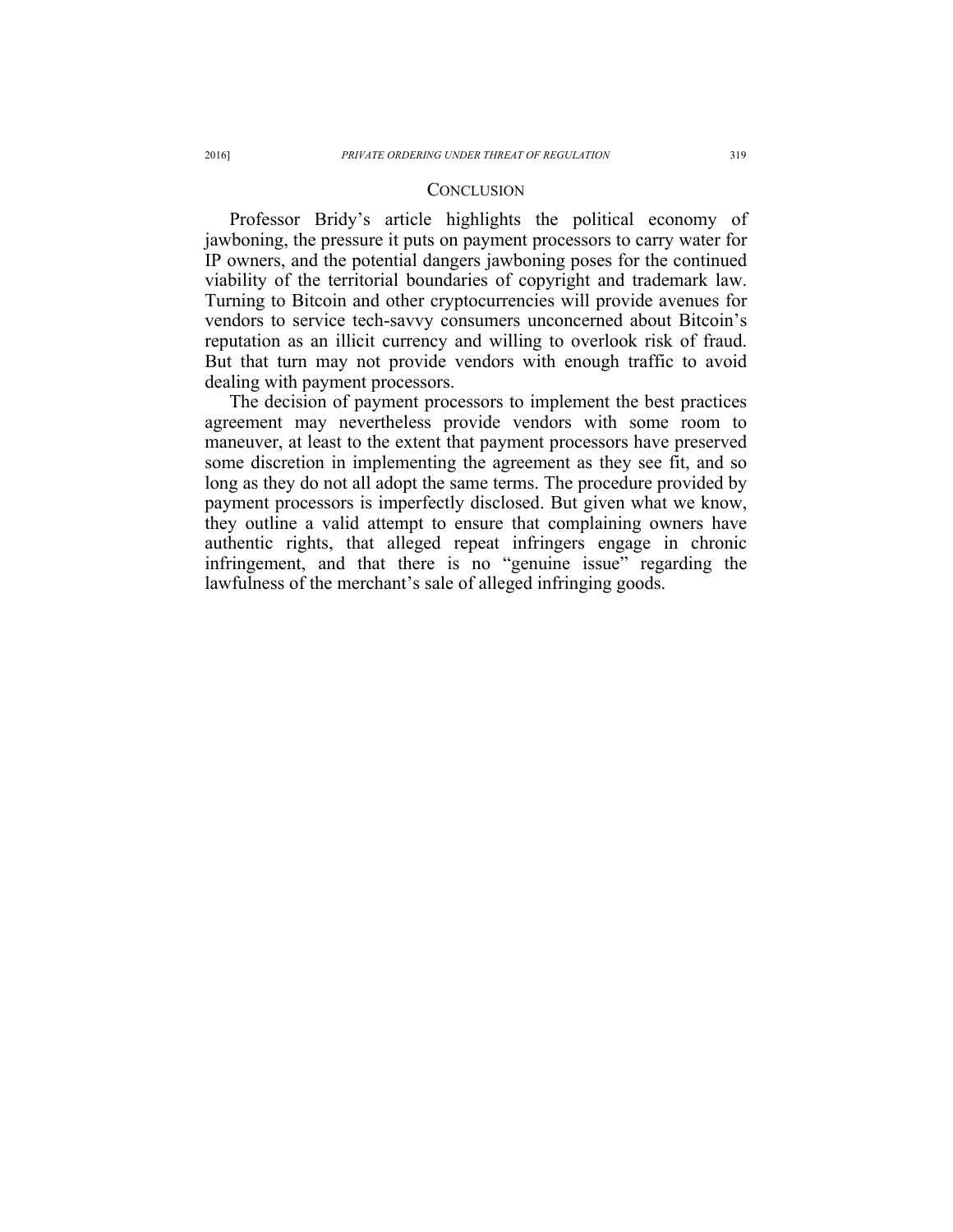## Conclusion

Professor Bridy's article highlights the political economy of jawboning, the pressure it puts on payment processors to carry water for IP owners, and the potential dangers jawboning poses for the continued viability of the territorial boundaries of copyright and trademark law. Turning to Bitcoin and other cryptocurrencies will provide avenues for vendors to service tech-savvy consumers unconcerned about Bitcoin's reputation as an illicit currency and willing to overlook risk of fraud. But that turn may not provide vendors with enough traffic to avoid dealing with payment processors.

The decision of payment processors to implement the best practices agreement may nevertheless provide vendors with some room to maneuver, at least to the extent that payment processors have preserved some discretion in implementing the agreement as they see fit, and so long as they do not all adopt the same terms. The procedure provided by payment processors is imperfectly disclosed. But given what we know, they outline a valid attempt to ensure that complaining owners have authentic rights, that alleged repeat infringers engage in chronic infringement, and that there is no "genuine issue" regarding the lawfulness of the merchant's sale of alleged infringing goods.